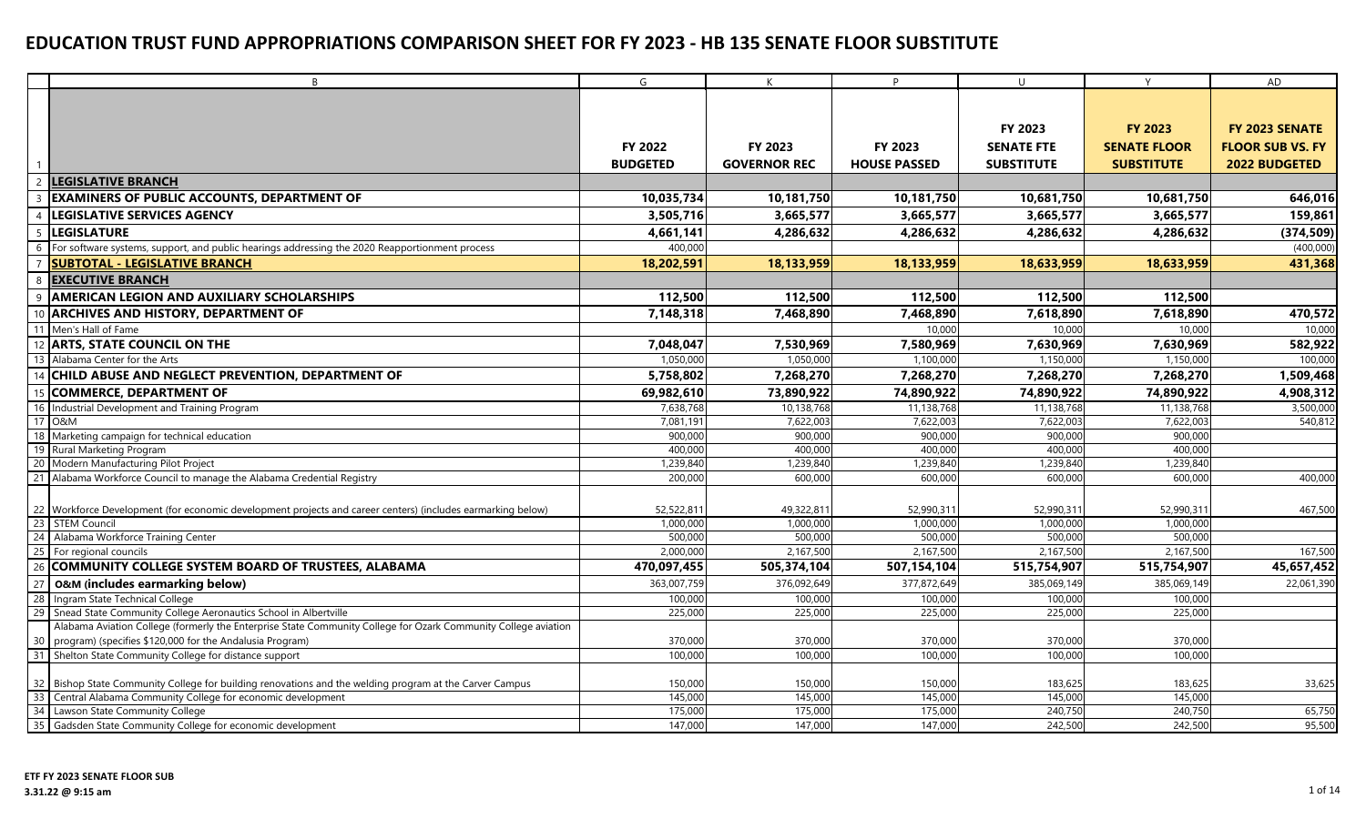# EDUCATION TRUST FUND APPROPRIATIONS COMPARISON SHEET FOR FY 2023 - HB 135 SENATE FLOOR SUBSTITUTE

| | B | G | K | P | U | Y | AD |
|---|---|---|---|---|---|---|---|
| 1 | | FY 2022 BUDGETED | FY 2023 GOVERNOR REC | FY 2023 HOUSE PASSED | FY 2023 SENATE FTE SUBSTITUTE | FY 2023 SENATE FLOOR SUBSTITUTE | FY 2023 SENATE FLOOR SUB VS. FY 2022 BUDGETED |
| 2 | **LEGISLATIVE BRANCH** | | | | | | |
| 3 | **EXAMINERS OF PUBLIC ACCOUNTS, DEPARTMENT OF** | **10,035,734** | **10,181,750** | **10,181,750** | **10,681,750** | **10,681,750** | **646,016** |
| 4 | **LEGISLATIVE SERVICES AGENCY** | **3,505,716** | **3,665,577** | **3,665,577** | **3,665,577** | **3,665,577** | **159,861** |
| 5 | **LEGISLATURE** | **4,661,141** | **4,286,632** | **4,286,632** | **4,286,632** | **4,286,632** | **(374,509)** |
| 6 | For software systems, support, and public hearings addressing the 2020 Reapportionment process | 400,000 | | | | | (400,000) |
| 7 | **SUBTOTAL - LEGISLATIVE BRANCH** | **18,202,591** | **18,133,959** | **18,133,959** | **18,633,959** | **18,633,959** | **431,368** |
| 8 | **EXECUTIVE BRANCH** | | | | | | |
| 9 | **AMERICAN LEGION AND AUXILIARY SCHOLARSHIPS** | **112,500** | **112,500** | **112,500** | **112,500** | **112,500** | |
| 10 | **ARCHIVES AND HISTORY, DEPARTMENT OF** | **7,148,318** | **7,468,890** | **7,468,890** | **7,618,890** | **7,618,890** | **470,572** |
| 11 | Men's Hall of Fame | | | 10,000 | 10,000 | 10,000 | 10,000 |
| 12 | **ARTS, STATE COUNCIL ON THE** | **7,048,047** | **7,530,969** | **7,580,969** | **7,630,969** | **7,630,969** | **582,922** |
| 13 | Alabama Center for the Arts | 1,050,000 | 1,050,000 | 1,100,000 | 1,150,000 | 1,150,000 | 100,000 |
| 14 | **CHILD ABUSE AND NEGLECT PREVENTION, DEPARTMENT OF** | **5,758,802** | **7,268,270** | **7,268,270** | **7,268,270** | **7,268,270** | **1,509,468** |
| 15 | **COMMERCE, DEPARTMENT OF** | **69,982,610** | **73,890,922** | **74,890,922** | **74,890,922** | **74,890,922** | **4,908,312** |
| 16 | Industrial Development and Training Program | 7,638,768 | 10,138,768 | 11,138,768 | 11,138,768 | 11,138,768 | 3,500,000 |
| 17 | O&M | 7,081,191 | 7,622,003 | 7,622,003 | 7,622,003 | 7,622,003 | 540,812 |
| 18 | Marketing campaign for technical education | 900,000 | 900,000 | 900,000 | 900,000 | 900,000 | |
| 19 | Rural Marketing Program | 400,000 | 400,000 | 400,000 | 400,000 | 400,000 | |
| 20 | Modern Manufacturing Pilot Project | 1,239,840 | 1,239,840 | 1,239,840 | 1,239,840 | 1,239,840 | |
| 21 | Alabama Workforce Council to manage the Alabama Credential Registry | 200,000 | 600,000 | 600,000 | 600,000 | 600,000 | 400,000 |
| 22 | Workforce Development (for economic development projects and career centers) (includes earmarking below) | 52,522,811 | 49,322,811 | 52,990,311 | 52,990,311 | 52,990,311 | 467,500 |
| 23 | STEM Council | 1,000,000 | 1,000,000 | 1,000,000 | 1,000,000 | 1,000,000 | |
| 24 | Alabama Workforce Training Center | 500,000 | 500,000 | 500,000 | 500,000 | 500,000 | |
| 25 | For regional councils | 2,000,000 | 2,167,500 | 2,167,500 | 2,167,500 | 2,167,500 | 167,500 |
| 26 | **COMMUNITY COLLEGE SYSTEM BOARD OF TRUSTEES, ALABAMA** | **470,097,455** | **505,374,104** | **507,154,104** | **515,754,907** | **515,754,907** | **45,657,452** |
| 27 | **O&M (includes earmarking below)** | 363,007,759 | 376,092,649 | 377,872,649 | 385,069,149 | 385,069,149 | 22,061,390 |
| 28 | Ingram State Technical College | 100,000 | 100,000 | 100,000 | 100,000 | 100,000 | |
| 29 | Snead State Community College Aeronautics School in Albertville | 225,000 | 225,000 | 225,000 | 225,000 | 225,000 | |
| 30 | Alabama Aviation College (formerly the Enterprise State Community College for Ozark Community College aviation program) (specifies $120,000 for the Andalusia Program) | 370,000 | 370,000 | 370,000 | 370,000 | 370,000 | |
| 31 | Shelton State Community College for distance support | 100,000 | 100,000 | 100,000 | 100,000 | 100,000 | |
| 32 | Bishop State Community College for building renovations and the welding program at the Carver Campus | 150,000 | 150,000 | 150,000 | 183,625 | 183,625 | 33,625 |
| 33 | Central Alabama Community College for economic development | 145,000 | 145,000 | 145,000 | 145,000 | 145,000 | |
| 34 | Lawson State Community College | 175,000 | 175,000 | 175,000 | 240,750 | 240,750 | 65,750 |
| 35 | Gadsden State Community College for economic development | 147,000 | 147,000 | 147,000 | 242,500 | 242,500 | 95,500 |

**ETF FY 2023 SENATE FLOOR SUB**
**3.31.22 @ 9:15 am**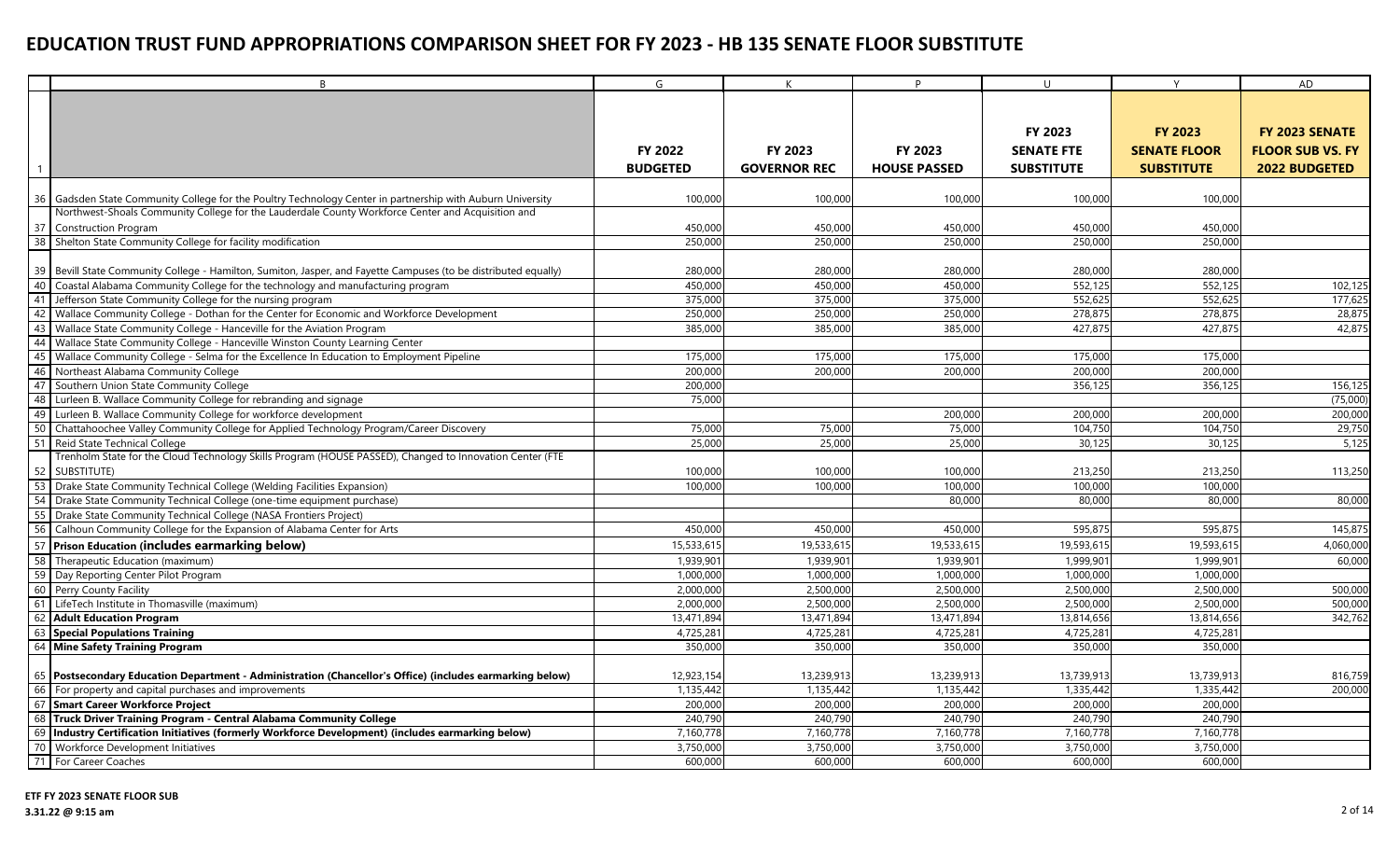# EDUCATION TRUST FUND APPROPRIATIONS COMPARISON SHEET FOR FY 2023 - HB 135 SENATE FLOOR SUBSTITUTE

| | B | G | K | P | U | Y | AD |
|---|---|---|---|---|---|---|---|
| 1 | | FY 2022 BUDGETED | FY 2023 GOVERNOR REC | FY 2023 HOUSE PASSED | FY 2023 SENATE FTE SUBSTITUTE | FY 2023 SENATE FLOOR SUBSTITUTE | FY 2023 SENATE FLOOR SUB VS. FY 2022 BUDGETED |
| 36 | Gadsden State Community College for the Poultry Technology Center in partnership with Auburn University | 100,000 | 100,000 | 100,000 | 100,000 | 100,000 | |
| 37 | Northwest-Shoals Community College for the Lauderdale County Workforce Center and Acquisition and Construction Program | 450,000 | 450,000 | 450,000 | 450,000 | 450,000 | |
| 38 | Shelton State Community College for facility modification | 250,000 | 250,000 | 250,000 | 250,000 | 250,000 | |
| 39 | Bevill State Community College - Hamilton, Sumiton, Jasper, and Fayette Campuses (to be distributed equally) | 280,000 | 280,000 | 280,000 | 280,000 | 280,000 | |
| 40 | Coastal Alabama Community College for the technology and manufacturing program | 450,000 | 450,000 | 450,000 | 552,125 | 552,125 | 102,125 |
| 41 | Jefferson State Community College for the nursing program | 375,000 | 375,000 | 375,000 | 552,625 | 552,625 | 177,625 |
| 42 | Wallace Community College - Dothan for the Center for Economic and Workforce Development | 250,000 | 250,000 | 250,000 | 278,875 | 278,875 | 28,875 |
| 43 | Wallace State Community College - Hanceville for the Aviation Program | 385,000 | 385,000 | 385,000 | 427,875 | 427,875 | 42,875 |
| 44 | Wallace State Community College - Hanceville Winston County Learning Center | | | | | | |
| 45 | Wallace Community College - Selma for the Excellence In Education to Employment Pipeline | 175,000 | 175,000 | 175,000 | 175,000 | 175,000 | |
| 46 | Northeast Alabama Community College | 200,000 | 200,000 | 200,000 | 200,000 | 200,000 | |
| 47 | Southern Union State Community College | 200,000 | | | 356,125 | 356,125 | 156,125 |
| 48 | Lurleen B. Wallace Community College for rebranding and signage | 75,000 | | | | | (75,000) |
| 49 | Lurleen B. Wallace Community College for workforce development | | | 200,000 | 200,000 | 200,000 | 200,000 |
| 50 | Chattahoochee Valley Community College for Applied Technology Program/Career Discovery | 75,000 | 75,000 | 75,000 | 104,750 | 104,750 | 29,750 |
| 51 | Reid State Technical College | 25,000 | 25,000 | 25,000 | 30,125 | 30,125 | 5,125 |
| 52 | Trenholm State for the Cloud Technology Skills Program (HOUSE PASSED), Changed to Innovation Center (FTE SUBSTITUTE) | 100,000 | 100,000 | 100,000 | 213,250 | 213,250 | 113,250 |
| 53 | Drake State Community Technical College (Welding Facilities Expansion) | 100,000 | 100,000 | 100,000 | 100,000 | 100,000 | |
| 54 | Drake State Community Technical College (one-time equipment purchase) | | | 80,000 | 80,000 | 80,000 | 80,000 |
| 55 | Drake State Community Technical College (NASA Frontiers Project) | | | | | | |
| 56 | Calhoun Community College for the Expansion of Alabama Center for Arts | 450,000 | 450,000 | 450,000 | 595,875 | 595,875 | 145,875 |
| 57 | **Prison Education (includes earmarking below)** | 15,533,615 | 19,533,615 | 19,533,615 | 19,593,615 | 19,593,615 | 4,060,000 |
| 58 | Therapeutic Education (maximum) | 1,939,901 | 1,939,901 | 1,939,901 | 1,999,901 | 1,999,901 | 60,000 |
| 59 | Day Reporting Center Pilot Program | 1,000,000 | 1,000,000 | 1,000,000 | 1,000,000 | 1,000,000 | |
| 60 | Perry County Facility | 2,000,000 | 2,500,000 | 2,500,000 | 2,500,000 | 2,500,000 | 500,000 |
| 61 | LifeTech Institute in Thomasville (maximum) | 2,000,000 | 2,500,000 | 2,500,000 | 2,500,000 | 2,500,000 | 500,000 |
| 62 | **Adult Education Program** | 13,471,894 | 13,471,894 | 13,471,894 | 13,814,656 | 13,814,656 | 342,762 |
| 63 | **Special Populations Training** | 4,725,281 | 4,725,281 | 4,725,281 | 4,725,281 | 4,725,281 | |
| 64 | **Mine Safety Training Program** | 350,000 | 350,000 | 350,000 | 350,000 | 350,000 | |
| 65 | **Postsecondary Education Department - Administration (Chancellor's Office) (includes earmarking below)** | 12,923,154 | 13,239,913 | 13,239,913 | 13,739,913 | 13,739,913 | 816,759 |
| 66 | For property and capital purchases and improvements | 1,135,442 | 1,135,442 | 1,135,442 | 1,335,442 | 1,335,442 | 200,000 |
| 67 | **Smart Career Workforce Project** | 200,000 | 200,000 | 200,000 | 200,000 | 200,000 | |
| 68 | **Truck Driver Training Program - Central Alabama Community College** | 240,790 | 240,790 | 240,790 | 240,790 | 240,790 | |
| 69 | **Industry Certification Initiatives (formerly Workforce Development) (includes earmarking below)** | 7,160,778 | 7,160,778 | 7,160,778 | 7,160,778 | 7,160,778 | |
| 70 | Workforce Development Initiatives | 3,750,000 | 3,750,000 | 3,750,000 | 3,750,000 | 3,750,000 | |
| 71 | For Career Coaches | 600,000 | 600,000 | 600,000 | 600,000 | 600,000 | |

**ETF FY 2023 SENATE FLOOR SUB**
**3.31.22 @ 9:15 am**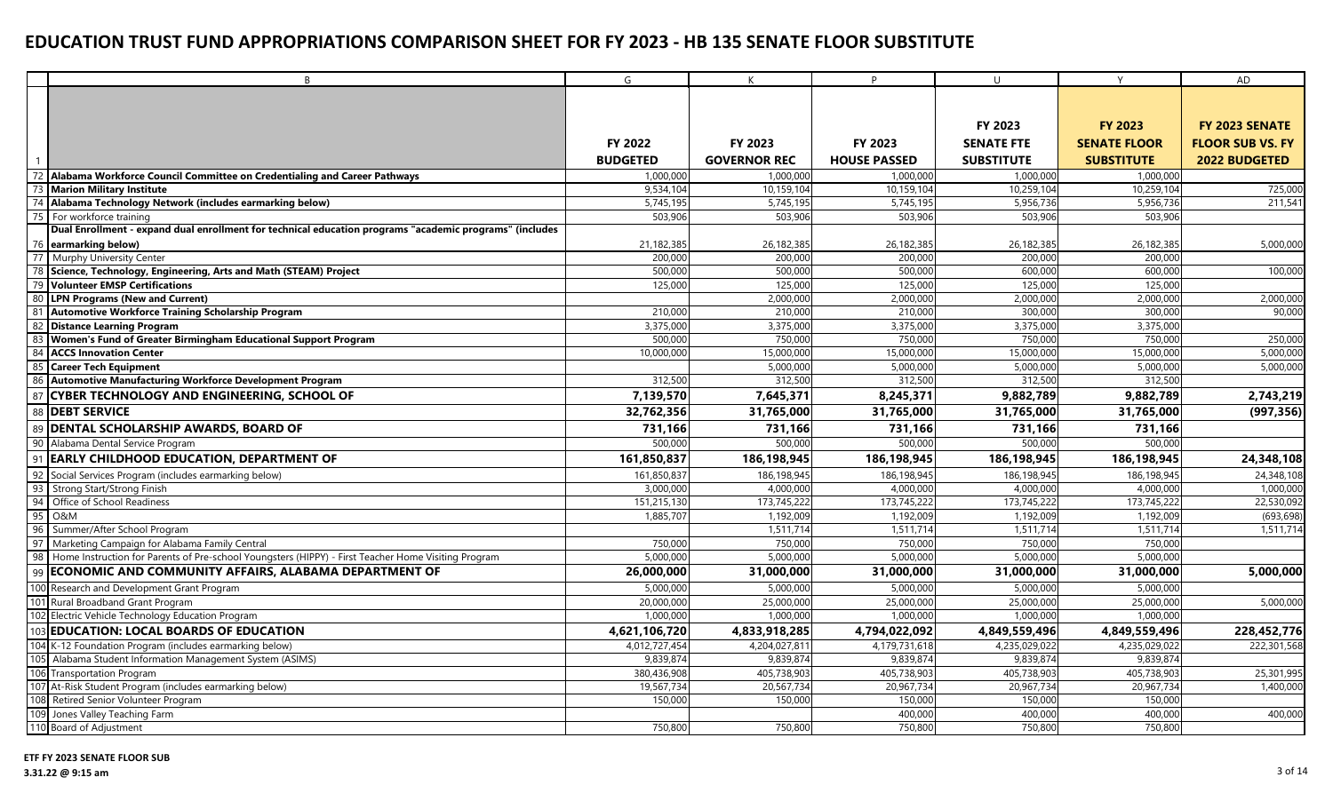# EDUCATION TRUST FUND APPROPRIATIONS COMPARISON SHEET FOR FY 2023 - HB 135 SENATE FLOOR SUBSTITUTE

| | B | G | K | P | U | Y | AD |
|---|---|---|---|---|---|---|---|
| 1 | | **FY 2022 BUDGETED** | **FY 2023 GOVERNOR REC** | **FY 2023 HOUSE PASSED** | **FY 2023 SENATE FTE SUBSTITUTE** | **FY 2023 SENATE FLOOR SUBSTITUTE** | **FY 2023 SENATE FLOOR SUB VS. FY 2022 BUDGETED** |
| 72 | **Alabama Workforce Council Committee on Credentialing and Career Pathways** | 1,000,000 | 1,000,000 | 1,000,000 | 1,000,000 | 1,000,000 | |
| 73 | **Marion Military Institute** | 9,534,104 | 10,159,104 | 10,159,104 | 10,259,104 | 10,259,104 | 725,000 |
| 74 | **Alabama Technology Network (includes earmarking below)** | 5,745,195 | 5,745,195 | 5,745,195 | 5,956,736 | 5,956,736 | 211,541 |
| 75 | For workforce training | 503,906 | 503,906 | 503,906 | 503,906 | 503,906 | |
| 76 | **Dual Enrollment - expand dual enrollment for technical education programs "academic programs" (includes earmarking below)** | 21,182,385 | 26,182,385 | 26,182,385 | 26,182,385 | 26,182,385 | 5,000,000 |
| 77 | Murphy University Center | 200,000 | 200,000 | 200,000 | 200,000 | 200,000 | |
| 78 | **Science, Technology, Engineering, Arts and Math (STEAM) Project** | 500,000 | 500,000 | 500,000 | 600,000 | 600,000 | 100,000 |
| 79 | **Volunteer EMSP Certifications** | 125,000 | 125,000 | 125,000 | 125,000 | 125,000 | |
| 80 | **LPN Programs (New and Current)** | | 2,000,000 | 2,000,000 | 2,000,000 | 2,000,000 | 2,000,000 |
| 81 | **Automotive Workforce Training Scholarship Program** | 210,000 | 210,000 | 210,000 | 300,000 | 300,000 | 90,000 |
| 82 | **Distance Learning Program** | 3,375,000 | 3,375,000 | 3,375,000 | 3,375,000 | 3,375,000 | |
| 83 | **Women's Fund of Greater Birmingham Educational Support Program** | 500,000 | 750,000 | 750,000 | 750,000 | 750,000 | 250,000 |
| 84 | **ACCS Innovation Center** | 10,000,000 | 15,000,000 | 15,000,000 | 15,000,000 | 15,000,000 | 5,000,000 |
| 85 | **Career Tech Equipment** | | 5,000,000 | 5,000,000 | 5,000,000 | 5,000,000 | 5,000,000 |
| 86 | **Automotive Manufacturing Workforce Development Program** | 312,500 | 312,500 | 312,500 | 312,500 | 312,500 | |
| 87 | **CYBER TECHNOLOGY AND ENGINEERING, SCHOOL OF** | **7,139,570** | **7,645,371** | **8,245,371** | **9,882,789** | **9,882,789** | **2,743,219** |
| 88 | **DEBT SERVICE** | **32,762,356** | **31,765,000** | **31,765,000** | **31,765,000** | **31,765,000** | **(997,356)** |
| 89 | **DENTAL SCHOLARSHIP AWARDS, BOARD OF** | **731,166** | **731,166** | **731,166** | **731,166** | **731,166** | |
| 90 | Alabama Dental Service Program | 500,000 | 500,000 | 500,000 | 500,000 | 500,000 | |
| 91 | **EARLY CHILDHOOD EDUCATION, DEPARTMENT OF** | **161,850,837** | **186,198,945** | **186,198,945** | **186,198,945** | **186,198,945** | **24,348,108** |
| 92 | Social Services Program (includes earmarking below) | 161,850,837 | 186,198,945 | 186,198,945 | 186,198,945 | 186,198,945 | 24,348,108 |
| 93 | Strong Start/Strong Finish | 3,000,000 | 4,000,000 | 4,000,000 | 4,000,000 | 4,000,000 | 1,000,000 |
| 94 | Office of School Readiness | 151,215,130 | 173,745,222 | 173,745,222 | 173,745,222 | 173,745,222 | 22,530,092 |
| 95 | O&M | 1,885,707 | 1,192,009 | 1,192,009 | 1,192,009 | 1,192,009 | (693,698) |
| 96 | Summer/After School Program | | 1,511,714 | 1,511,714 | 1,511,714 | 1,511,714 | 1,511,714 |
| 97 | Marketing Campaign for Alabama Family Central | 750,000 | 750,000 | 750,000 | 750,000 | 750,000 | |
| 98 | Home Instruction for Parents of Pre-school Youngsters (HIPPY) - First Teacher Home Visiting Program | 5,000,000 | 5,000,000 | 5,000,000 | 5,000,000 | 5,000,000 | |
| 99 | **ECONOMIC AND COMMUNITY AFFAIRS, ALABAMA DEPARTMENT OF** | **26,000,000** | **31,000,000** | **31,000,000** | **31,000,000** | **31,000,000** | **5,000,000** |
| 100 | Research and Development Grant Program | 5,000,000 | 5,000,000 | 5,000,000 | 5,000,000 | 5,000,000 | |
| 101 | Rural Broadband Grant Program | 20,000,000 | 25,000,000 | 25,000,000 | 25,000,000 | 25,000,000 | 5,000,000 |
| 102 | Electric Vehicle Technology Education Program | 1,000,000 | 1,000,000 | 1,000,000 | 1,000,000 | 1,000,000 | |
| 103 | **EDUCATION: LOCAL BOARDS OF EDUCATION** | **4,621,106,720** | **4,833,918,285** | **4,794,022,092** | **4,849,559,496** | **4,849,559,496** | **228,452,776** |
| 104 | K-12 Foundation Program (includes earmarking below) | 4,012,727,454 | 4,204,027,811 | 4,179,731,618 | 4,235,029,022 | 4,235,029,022 | 222,301,568 |
| 105 | Alabama Student Information Management System (ASIMS) | 9,839,874 | 9,839,874 | 9,839,874 | 9,839,874 | 9,839,874 | |
| 106 | Transportation Program | 380,436,908 | 405,738,903 | 405,738,903 | 405,738,903 | 405,738,903 | 25,301,995 |
| 107 | At-Risk Student Program (includes earmarking below) | 19,567,734 | 20,567,734 | 20,967,734 | 20,967,734 | 20,967,734 | 1,400,000 |
| 108 | Retired Senior Volunteer Program | 150,000 | 150,000 | 150,000 | 150,000 | 150,000 | |
| 109 | Jones Valley Teaching Farm | | | 400,000 | 400,000 | 400,000 | 400,000 |
| 110 | Board of Adjustment | 750,800 | 750,800 | 750,800 | 750,800 | 750,800 | |

**ETF FY 2023 SENATE FLOOR SUB**
**3.31.22 @ 9:15 am**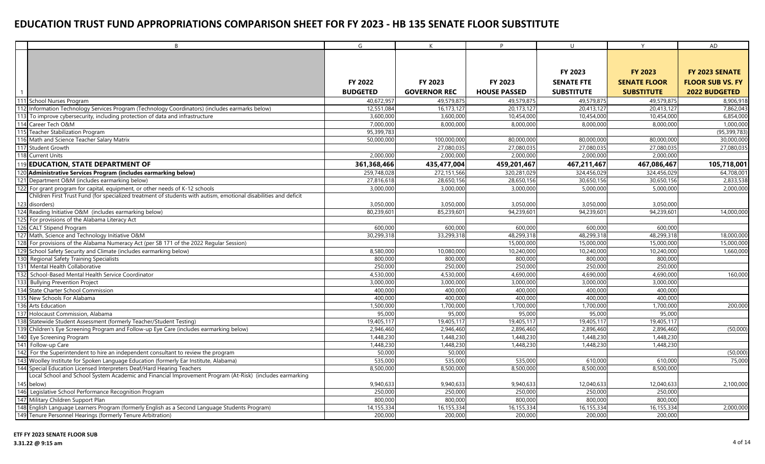# EDUCATION TRUST FUND APPROPRIATIONS COMPARISON SHEET FOR FY 2023 - HB 135 SENATE FLOOR SUBSTITUTE

| | B | G | K | P | U | Y | AD |
|---|---|---|---|---|---|---|---|
| 1 | | FY 2022 BUDGETED | FY 2023 GOVERNOR REC | FY 2023 HOUSE PASSED | FY 2023 SENATE FTE SUBSTITUTE | FY 2023 SENATE FLOOR SUBSTITUTE | FY 2023 SENATE FLOOR SUB VS. FY 2022 BUDGETED |
| 111 | School Nurses Program | 40,672,957 | 49,579,875 | 49,579,875 | 49,579,875 | 49,579,875 | 8,906,918 |
| 112 | Information Technology Services Program (Technology Coordinators) (includes earmarks below) | 12,551,084 | 16,173,127 | 20,173,127 | 20,413,127 | 20,413,127 | 7,862,043 |
| 113 | To improve cybersecurity, including protection of data and infrastructure | 3,600,000 | 3,600,000 | 10,454,000 | 10,454,000 | 10,454,000 | 6,854,000 |
| 114 | Career Tech O&M | 7,000,000 | 8,000,000 | 8,000,000 | 8,000,000 | 8,000,000 | 1,000,000 |
| 115 | Teacher Stabilization Program | 95,399,783 | | | | | (95,399,783) |
| 116 | Math and Science Teacher Salary Matrix | 50,000,000 | 100,000,000 | 80,000,000 | 80,000,000 | 80,000,000 | 30,000,000 |
| 117 | Student Growth | | 27,080,035 | 27,080,035 | 27,080,035 | 27,080,035 | 27,080,035 |
| 118 | Current Units | 2,000,000 | 2,000,000 | 2,000,000 | 2,000,000 | 2,000,000 | |
| 119 | **EDUCATION, STATE DEPARTMENT OF** | **361,368,466** | **435,477,004** | **459,201,467** | **467,211,467** | **467,086,467** | **105,718,001** |
| 120 | **Administrative Services Program (includes earmarking below)** | 259,748,028 | 272,151,566 | 320,281,029 | 324,456,029 | 324,456,029 | 64,708,001 |
| 121 | Department O&M (includes earmarking below) | 27,816,618 | 28,650,156 | 28,650,156 | 30,650,156 | 30,650,156 | 2,833,538 |
| 122 | For grant program for capital, equipment, or other needs of K-12 schools | 3,000,000 | 3,000,000 | 3,000,000 | 5,000,000 | 5,000,000 | 2,000,000 |
| 123 | Children First Trust Fund (for specialized treatment of students with autism, emotional disabilities and deficit disorders) | 3,050,000 | 3,050,000 | 3,050,000 | 3,050,000 | 3,050,000 | |
| 124 | Reading Initiative O&M (includes earmarking below) | 80,239,601 | 85,239,601 | 94,239,601 | 94,239,601 | 94,239,601 | 14,000,000 |
| 125 | For provisions of the Alabama Literacy Act | | | | | | |
| 126 | CALT Stipend Program | 600,000 | 600,000 | 600,000 | 600,000 | 600,000 | |
| 127 | Math, Science and Technology Initiative O&M | 30,299,318 | 33,299,318 | 48,299,318 | 48,299,318 | 48,299,318 | 18,000,000 |
| 128 | For provisions of the Alabama Numeracy Act (per SB 171 of the 2022 Regular Session) | | | 15,000,000 | 15,000,000 | 15,000,000 | 15,000,000 |
| 129 | School Safety Security and Climate (includes earmarking below) | 8,580,000 | 10,080,000 | 10,240,000 | 10,240,000 | 10,240,000 | 1,660,000 |
| 130 | Regional Safety Training Specialists | 800,000 | 800,000 | 800,000 | 800,000 | 800,000 | |
| 131 | Mental Health Collaborative | 250,000 | 250,000 | 250,000 | 250,000 | 250,000 | |
| 132 | School-Based Mental Health Service Coordinator | 4,530,000 | 4,530,000 | 4,690,000 | 4,690,000 | 4,690,000 | 160,000 |
| 133 | Bullying Prevention Project | 3,000,000 | 3,000,000 | 3,000,000 | 3,000,000 | 3,000,000 | |
| 134 | State Charter School Commission | 400,000 | 400,000 | 400,000 | 400,000 | 400,000 | |
| 135 | New Schools For Alabama | 400,000 | 400,000 | 400,000 | 400,000 | 400,000 | |
| 136 | Arts Education | 1,500,000 | 1,700,000 | 1,700,000 | 1,700,000 | 1,700,000 | 200,000 |
| 137 | Holocaust Commission, Alabama | 95,000 | 95,000 | 95,000 | 95,000 | 95,000 | |
| 138 | Statewide Student Assessment (formerly Teacher/Student Testing) | 19,405,117 | 19,405,117 | 19,405,117 | 19,405,117 | 19,405,117 | |
| 139 | Children's Eye Screening Program and Follow-up Eye Care (includes earmarking below) | 2,946,460 | 2,946,460 | 2,896,460 | 2,896,460 | 2,896,460 | (50,000) |
| 140 | Eye Screening Program | 1,448,230 | 1,448,230 | 1,448,230 | 1,448,230 | 1,448,230 | |
| 141 | Follow-up Care | 1,448,230 | 1,448,230 | 1,448,230 | 1,448,230 | 1,448,230 | |
| 142 | For the Superintendent to hire an independent consultant to review the program | 50,000 | 50,000 | | | | (50,000) |
| 143 | Woolley Institute for Spoken Language Education (formerly Ear Institute, Alabama) | 535,000 | 535,000 | 535,000 | 610,000 | 610,000 | 75,000 |
| 144 | Special Education Licensed Interpreters Deaf/Hard Hearing Teachers | 8,500,000 | 8,500,000 | 8,500,000 | 8,500,000 | 8,500,000 | |
| 145 | Local School and School System Academic and Financial Improvement Program (At-Risk) (includes earmarking below) | 9,940,633 | 9,940,633 | 9,940,633 | 12,040,633 | 12,040,633 | 2,100,000 |
| 146 | Legislative School Performance Recognition Program | 250,000 | 250,000 | 250,000 | 250,000 | 250,000 | |
| 147 | Military Children Support Plan | 800,000 | 800,000 | 800,000 | 800,000 | 800,000 | |
| 148 | English Language Learners Program (formerly English as a Second Language Students Program) | 14,155,334 | 16,155,334 | 16,155,334 | 16,155,334 | 16,155,334 | 2,000,000 |
| 149 | Tenure Personnel Hearings (formerly Tenure Arbitration) | 200,000 | 200,000 | 200,000 | 200,000 | 200,000 | |

**ETF FY 2023 SENATE FLOOR SUB**
**3.31.22 @ 9:15 am**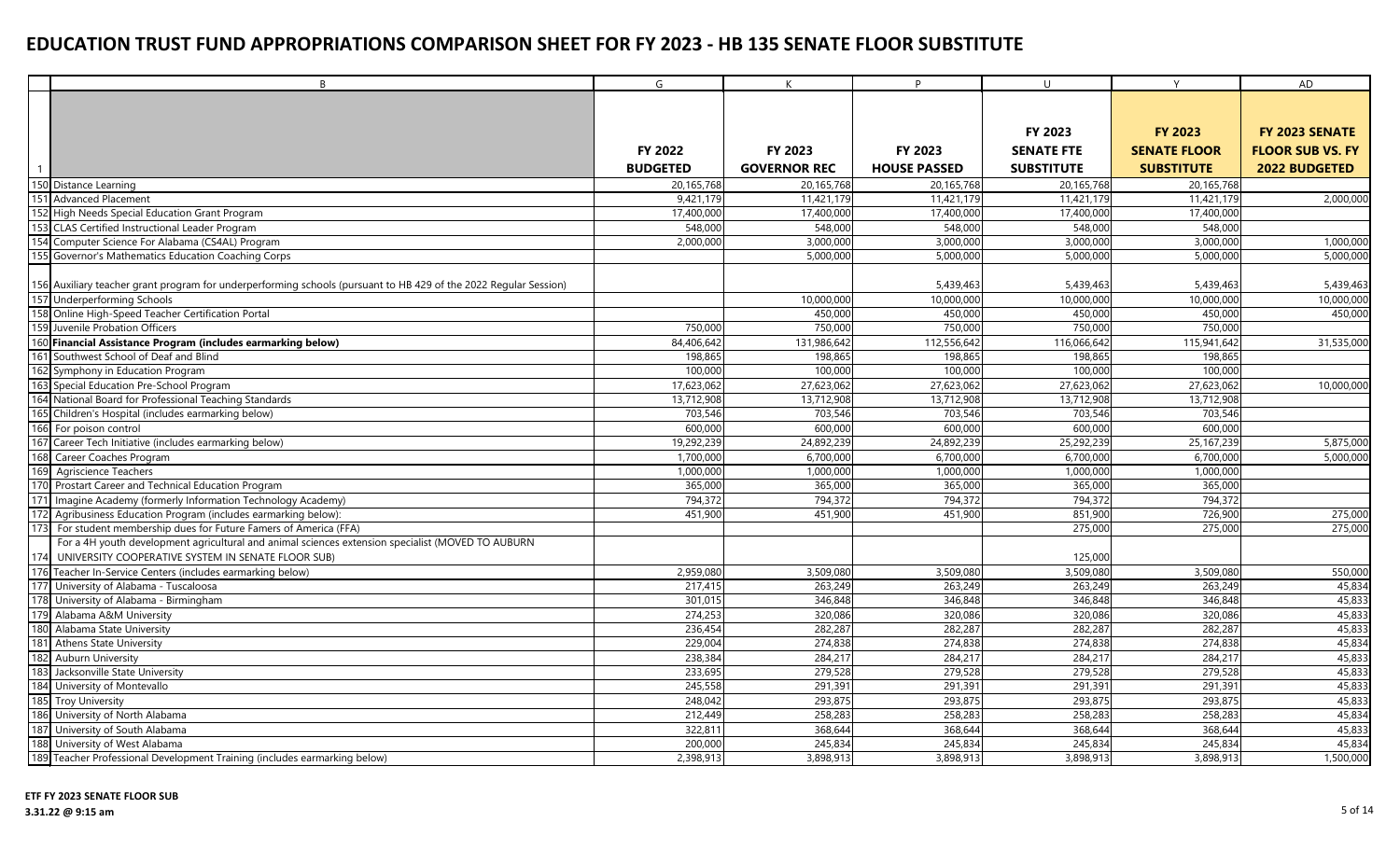# EDUCATION TRUST FUND APPROPRIATIONS COMPARISON SHEET FOR FY 2023 - HB 135 SENATE FLOOR SUBSTITUTE

| | B | G | K | P | U | Y | AD |
|---|---|---|---|---|---|---|---|
| 1 | | FY 2022 BUDGETED | FY 2023 GOVERNOR REC | FY 2023 HOUSE PASSED | FY 2023 SENATE FTE SUBSTITUTE | FY 2023 SENATE FLOOR SUBSTITUTE | FY 2023 SENATE FLOOR SUB VS. FY 2022 BUDGETED |
| 150 | Distance Learning | 20,165,768 | 20,165,768 | 20,165,768 | 20,165,768 | 20,165,768 | |
| 151 | Advanced Placement | 9,421,179 | 11,421,179 | 11,421,179 | 11,421,179 | 11,421,179 | 2,000,000 |
| 152 | High Needs Special Education Grant Program | 17,400,000 | 17,400,000 | 17,400,000 | 17,400,000 | 17,400,000 | |
| 153 | CLAS Certified Instructional Leader Program | 548,000 | 548,000 | 548,000 | 548,000 | 548,000 | |
| 154 | Computer Science For Alabama (CS4AL) Program | 2,000,000 | 3,000,000 | 3,000,000 | 3,000,000 | 3,000,000 | 1,000,000 |
| 155 | Governor's Mathematics Education Coaching Corps | | 5,000,000 | 5,000,000 | 5,000,000 | 5,000,000 | 5,000,000 |
| 156 | Auxiliary teacher grant program for underperforming schools (pursuant to HB 429 of the 2022 Regular Session) | | | 5,439,463 | 5,439,463 | 5,439,463 | 5,439,463 |
| 157 | Underperforming Schools | | 10,000,000 | 10,000,000 | 10,000,000 | 10,000,000 | 10,000,000 |
| 158 | Online High-Speed Teacher Certification Portal | | 450,000 | 450,000 | 450,000 | 450,000 | 450,000 |
| 159 | Juvenile Probation Officers | 750,000 | 750,000 | 750,000 | 750,000 | 750,000 | |
| 160 | **Financial Assistance Program (includes earmarking below)** | 84,406,642 | 131,986,642 | 112,556,642 | 116,066,642 | 115,941,642 | 31,535,000 |
| 161 | Southwest School of Deaf and Blind | 198,865 | 198,865 | 198,865 | 198,865 | 198,865 | |
| 162 | Symphony in Education Program | 100,000 | 100,000 | 100,000 | 100,000 | 100,000 | |
| 163 | Special Education Pre-School Program | 17,623,062 | 27,623,062 | 27,623,062 | 27,623,062 | 27,623,062 | 10,000,000 |
| 164 | National Board for Professional Teaching Standards | 13,712,908 | 13,712,908 | 13,712,908 | 13,712,908 | 13,712,908 | |
| 165 | Children's Hospital (includes earmarking below) | 703,546 | 703,546 | 703,546 | 703,546 | 703,546 | |
| 166 | For poison control | 600,000 | 600,000 | 600,000 | 600,000 | 600,000 | |
| 167 | Career Tech Initiative (includes earmarking below) | 19,292,239 | 24,892,239 | 24,892,239 | 25,292,239 | 25,167,239 | 5,875,000 |
| 168 | Career Coaches Program | 1,700,000 | 6,700,000 | 6,700,000 | 6,700,000 | 6,700,000 | 5,000,000 |
| 169 | Agriscience Teachers | 1,000,000 | 1,000,000 | 1,000,000 | 1,000,000 | 1,000,000 | |
| 170 | Prostart Career and Technical Education Program | 365,000 | 365,000 | 365,000 | 365,000 | 365,000 | |
| 171 | Imagine Academy (formerly Information Technology Academy) | 794,372 | 794,372 | 794,372 | 794,372 | 794,372 | |
| 172 | Agribusiness Education Program (includes earmarking below): | 451,900 | 451,900 | 451,900 | 851,900 | 726,900 | 275,000 |
| 173 | For student membership dues for Future Famers of America (FFA) | | | | 275,000 | 275,000 | 275,000 |
| 174 | For a 4H youth development agricultural and animal sciences extension specialist (MOVED TO AUBURN UNIVERSITY COOPERATIVE SYSTEM IN SENATE FLOOR SUB) | | | | 125,000 | | |
| 176 | Teacher In-Service Centers (includes earmarking below) | 2,959,080 | 3,509,080 | 3,509,080 | 3,509,080 | 3,509,080 | 550,000 |
| 177 | University of Alabama - Tuscaloosa | 217,415 | 263,249 | 263,249 | 263,249 | 263,249 | 45,834 |
| 178 | University of Alabama - Birmingham | 301,015 | 346,848 | 346,848 | 346,848 | 346,848 | 45,833 |
| 179 | Alabama A&M University | 274,253 | 320,086 | 320,086 | 320,086 | 320,086 | 45,833 |
| 180 | Alabama State University | 236,454 | 282,287 | 282,287 | 282,287 | 282,287 | 45,833 |
| 181 | Athens State University | 229,004 | 274,838 | 274,838 | 274,838 | 274,838 | 45,834 |
| 182 | Auburn University | 238,384 | 284,217 | 284,217 | 284,217 | 284,217 | 45,833 |
| 183 | Jacksonville State University | 233,695 | 279,528 | 279,528 | 279,528 | 279,528 | 45,833 |
| 184 | University of Montevallo | 245,558 | 291,391 | 291,391 | 291,391 | 291,391 | 45,833 |
| 185 | Troy University | 248,042 | 293,875 | 293,875 | 293,875 | 293,875 | 45,833 |
| 186 | University of North Alabama | 212,449 | 258,283 | 258,283 | 258,283 | 258,283 | 45,834 |
| 187 | University of South Alabama | 322,811 | 368,644 | 368,644 | 368,644 | 368,644 | 45,833 |
| 188 | University of West Alabama | 200,000 | 245,834 | 245,834 | 245,834 | 245,834 | 45,834 |
| 189 | Teacher Professional Development Training (includes earmarking below) | 2,398,913 | 3,898,913 | 3,898,913 | 3,898,913 | 3,898,913 | 1,500,000 |

**ETF FY 2023 SENATE FLOOR SUB**
**3.31.22 @ 9:15 am**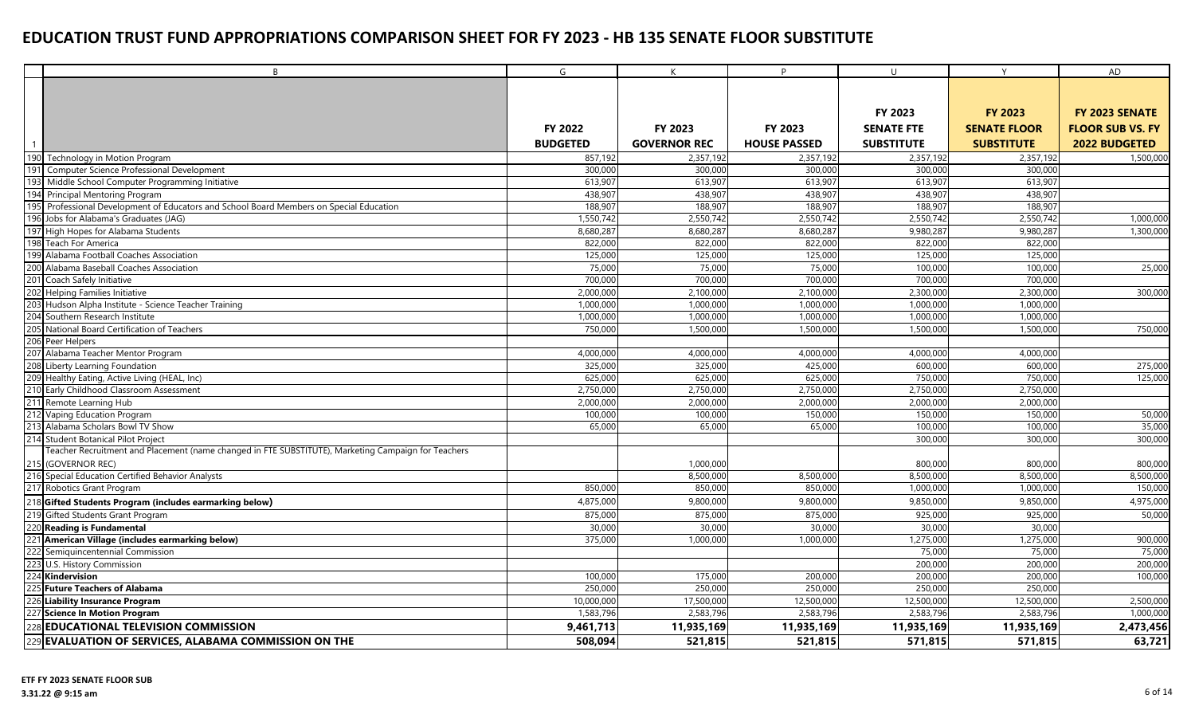# EDUCATION TRUST FUND APPROPRIATIONS COMPARISON SHEET FOR FY 2023 - HB 135 SENATE FLOOR SUBSTITUTE

| | B | G | K | P | U | Y | AD |
|---|---|---|---|---|---|---|---|
| 1 | | FY 2022 BUDGETED | FY 2023 GOVERNOR REC | FY 2023 HOUSE PASSED | FY 2023 SENATE FTE SUBSTITUTE | FY 2023 SENATE FLOOR SUBSTITUTE | FY 2023 SENATE FLOOR SUB VS. FY 2022 BUDGETED |
| 190 | Technology in Motion Program | 857,192 | 2,357,192 | 2,357,192 | 2,357,192 | 2,357,192 | 1,500,000 |
| 191 | Computer Science Professional Development | 300,000 | 300,000 | 300,000 | 300,000 | 300,000 | |
| 193 | Middle School Computer Programming Initiative | 613,907 | 613,907 | 613,907 | 613,907 | 613,907 | |
| 194 | Principal Mentoring Program | 438,907 | 438,907 | 438,907 | 438,907 | 438,907 | |
| 195 | Professional Development of Educators and School Board Members on Special Education | 188,907 | 188,907 | 188,907 | 188,907 | 188,907 | |
| 196 | Jobs for Alabama's Graduates (JAG) | 1,550,742 | 2,550,742 | 2,550,742 | 2,550,742 | 2,550,742 | 1,000,000 |
| 197 | High Hopes for Alabama Students | 8,680,287 | 8,680,287 | 8,680,287 | 9,980,287 | 9,980,287 | 1,300,000 |
| 198 | Teach For America | 822,000 | 822,000 | 822,000 | 822,000 | 822,000 | |
| 199 | Alabama Football Coaches Association | 125,000 | 125,000 | 125,000 | 125,000 | 125,000 | |
| 200 | Alabama Baseball Coaches Association | 75,000 | 75,000 | 75,000 | 100,000 | 100,000 | 25,000 |
| 201 | Coach Safely Initiative | 700,000 | 700,000 | 700,000 | 700,000 | 700,000 | |
| 202 | Helping Families Initiative | 2,000,000 | 2,100,000 | 2,100,000 | 2,300,000 | 2,300,000 | 300,000 |
| 203 | Hudson Alpha Institute - Science Teacher Training | 1,000,000 | 1,000,000 | 1,000,000 | 1,000,000 | 1,000,000 | |
| 204 | Southern Research Institute | 1,000,000 | 1,000,000 | 1,000,000 | 1,000,000 | 1,000,000 | |
| 205 | National Board Certification of Teachers | 750,000 | 1,500,000 | 1,500,000 | 1,500,000 | 1,500,000 | 750,000 |
| 206 | Peer Helpers | | | | | | |
| 207 | Alabama Teacher Mentor Program | 4,000,000 | 4,000,000 | 4,000,000 | 4,000,000 | 4,000,000 | |
| 208 | Liberty Learning Foundation | 325,000 | 325,000 | 425,000 | 600,000 | 600,000 | 275,000 |
| 209 | Healthy Eating, Active Living (HEAL, Inc) | 625,000 | 625,000 | 625,000 | 750,000 | 750,000 | 125,000 |
| 210 | Early Childhood Classroom Assessment | 2,750,000 | 2,750,000 | 2,750,000 | 2,750,000 | 2,750,000 | |
| 211 | Remote Learning Hub | 2,000,000 | 2,000,000 | 2,000,000 | 2,000,000 | 2,000,000 | |
| 212 | Vaping Education Program | 100,000 | 100,000 | 150,000 | 150,000 | 150,000 | 50,000 |
| 213 | Alabama Scholars Bowl TV Show | 65,000 | 65,000 | 65,000 | 100,000 | 100,000 | 35,000 |
| 214 | Student Botanical Pilot Project | | | | 300,000 | 300,000 | 300,000 |
| 215 | Teacher Recruitment and Placement (name changed in FTE SUBSTITUTE), Marketing Campaign for Teachers (GOVERNOR REC) | | 1,000,000 | | 800,000 | 800,000 | 800,000 |
| 216 | Special Education Certified Behavior Analysts | | 8,500,000 | 8,500,000 | 8,500,000 | 8,500,000 | 8,500,000 |
| 217 | Robotics Grant Program | 850,000 | 850,000 | 850,000 | 1,000,000 | 1,000,000 | 150,000 |
| 218 | **Gifted Students Program (includes earmarking below)** | 4,875,000 | 9,800,000 | 9,800,000 | 9,850,000 | 9,850,000 | 4,975,000 |
| 219 | Gifted Students Grant Program | 875,000 | 875,000 | 875,000 | 925,000 | 925,000 | 50,000 |
| 220 | **Reading is Fundamental** | 30,000 | 30,000 | 30,000 | 30,000 | 30,000 | |
| 221 | **American Village (includes earmarking below)** | 375,000 | 1,000,000 | 1,000,000 | 1,275,000 | 1,275,000 | 900,000 |
| 222 | Semiquincentennial Commission | | | | 75,000 | 75,000 | 75,000 |
| 223 | U.S. History Commission | | | | 200,000 | 200,000 | 200,000 |
| 224 | **Kindervision** | 100,000 | 175,000 | 200,000 | 200,000 | 200,000 | 100,000 |
| 225 | **Future Teachers of Alabama** | 250,000 | 250,000 | 250,000 | 250,000 | 250,000 | |
| 226 | **Liability Insurance Program** | 10,000,000 | 17,500,000 | 12,500,000 | 12,500,000 | 12,500,000 | 2,500,000 |
| 227 | **Science In Motion Program** | 1,583,796 | 2,583,796 | 2,583,796 | 2,583,796 | 2,583,796 | 1,000,000 |
| 228 | **EDUCATIONAL TELEVISION COMMISSION** | **9,461,713** | **11,935,169** | **11,935,169** | **11,935,169** | **11,935,169** | **2,473,456** |
| 229 | **EVALUATION OF SERVICES, ALABAMA COMMISSION ON THE** | **508,094** | **521,815** | **521,815** | **571,815** | **571,815** | **63,721** |

**ETF FY 2023 SENATE FLOOR SUB**
**3.31.22 @ 9:15 am**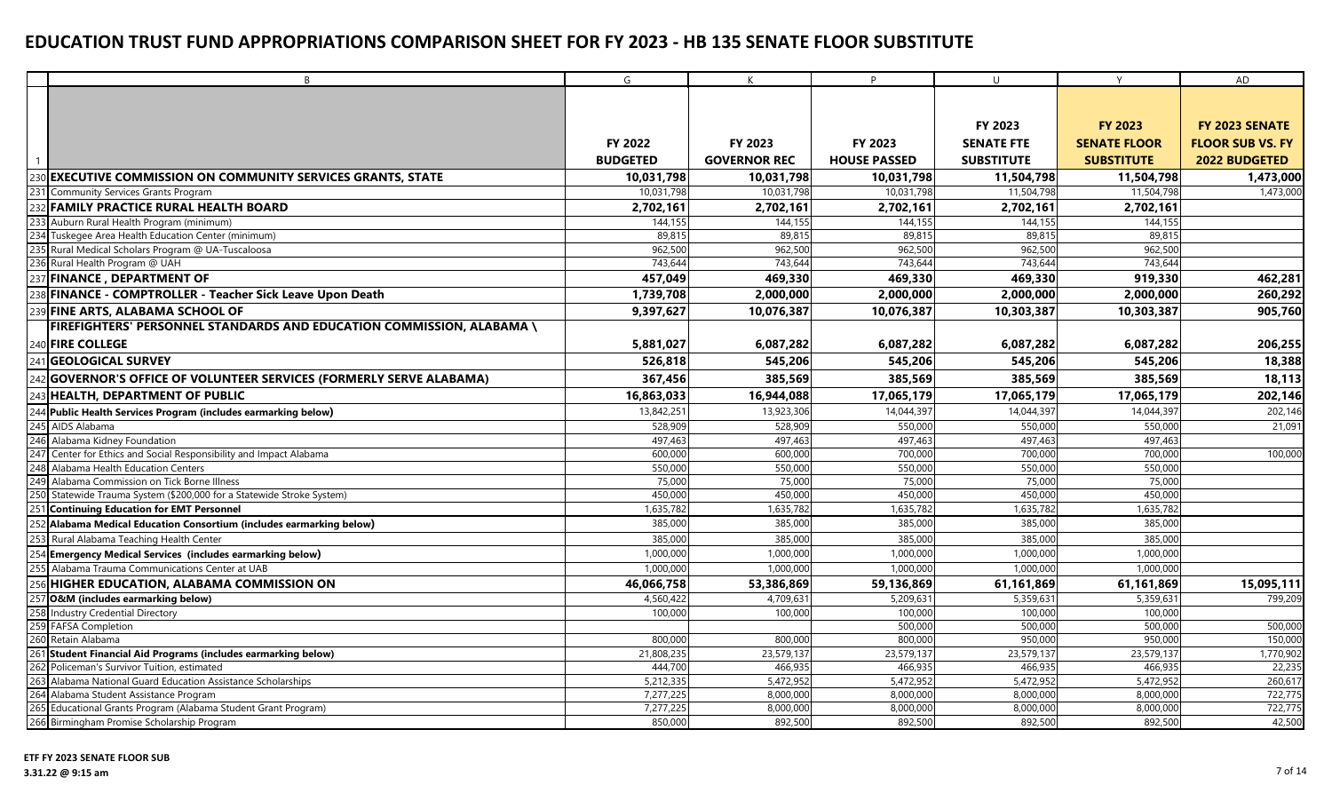# EDUCATION TRUST FUND APPROPRIATIONS COMPARISON SHEET FOR FY 2023 - HB 135 SENATE FLOOR SUBSTITUTE

| | B | G | K | P | U | Y | AD |
|---|---|---|---|---|---|---|---|
| 1 | | FY 2022 BUDGETED | FY 2023 GOVERNOR REC | FY 2023 HOUSE PASSED | FY 2023 SENATE FTE SUBSTITUTE | FY 2023 SENATE FLOOR SUBSTITUTE | FY 2023 SENATE FLOOR SUB VS. FY 2022 BUDGETED |
| 230 | **EXECUTIVE COMMISSION ON COMMUNITY SERVICES GRANTS, STATE** | **10,031,798** | **10,031,798** | **10,031,798** | **11,504,798** | **11,504,798** | **1,473,000** |
| 231 | Community Services Grants Program | 10,031,798 | 10,031,798 | 10,031,798 | 11,504,798 | 11,504,798 | 1,473,000 |
| 232 | **FAMILY PRACTICE RURAL HEALTH BOARD** | **2,702,161** | **2,702,161** | **2,702,161** | **2,702,161** | **2,702,161** | |
| 233 | Auburn Rural Health Program (minimum) | 144,155 | 144,155 | 144,155 | 144,155 | 144,155 | |
| 234 | Tuskegee Area Health Education Center (minimum) | 89,815 | 89,815 | 89,815 | 89,815 | 89,815 | |
| 235 | Rural Medical Scholars Program @ UA-Tuscaloosa | 962,500 | 962,500 | 962,500 | 962,500 | 962,500 | |
| 236 | Rural Health Program @ UAH | 743,644 | 743,644 | 743,644 | 743,644 | 743,644 | |
| 237 | **FINANCE , DEPARTMENT OF** | **457,049** | **469,330** | **469,330** | **469,330** | **919,330** | **462,281** |
| 238 | **FINANCE - COMPTROLLER - Teacher Sick Leave Upon Death** | **1,739,708** | **2,000,000** | **2,000,000** | **2,000,000** | **2,000,000** | **260,292** |
| 239 | **FINE ARTS, ALABAMA SCHOOL OF** | **9,397,627** | **10,076,387** | **10,076,387** | **10,303,387** | **10,303,387** | **905,760** |
| 240 | **FIREFIGHTERS' PERSONNEL STANDARDS AND EDUCATION COMMISSION, ALABAMA \ FIRE COLLEGE** | **5,881,027** | **6,087,282** | **6,087,282** | **6,087,282** | **6,087,282** | **206,255** |
| 241 | **GEOLOGICAL SURVEY** | **526,818** | **545,206** | **545,206** | **545,206** | **545,206** | **18,388** |
| 242 | **GOVERNOR'S OFFICE OF VOLUNTEER SERVICES (FORMERLY SERVE ALABAMA)** | **367,456** | **385,569** | **385,569** | **385,569** | **385,569** | **18,113** |
| 243 | **HEALTH, DEPARTMENT OF PUBLIC** | **16,863,033** | **16,944,088** | **17,065,179** | **17,065,179** | **17,065,179** | **202,146** |
| 244 | **Public Health Services Program (includes earmarking below)** | 13,842,251 | 13,923,306 | 14,044,397 | 14,044,397 | 14,044,397 | 202,146 |
| 245 | AIDS Alabama | 528,909 | 528,909 | 550,000 | 550,000 | 550,000 | 21,091 |
| 246 | Alabama Kidney Foundation | 497,463 | 497,463 | 497,463 | 497,463 | 497,463 | |
| 247 | Center for Ethics and Social Responsibility and Impact Alabama | 600,000 | 600,000 | 700,000 | 700,000 | 700,000 | 100,000 |
| 248 | Alabama Health Education Centers | 550,000 | 550,000 | 550,000 | 550,000 | 550,000 | |
| 249 | Alabama Commission on Tick Borne Illness | 75,000 | 75,000 | 75,000 | 75,000 | 75,000 | |
| 250 | Statewide Trauma System ($200,000 for a Statewide Stroke System) | 450,000 | 450,000 | 450,000 | 450,000 | 450,000 | |
| 251 | **Continuing Education for EMT Personnel** | 1,635,782 | 1,635,782 | 1,635,782 | 1,635,782 | 1,635,782 | |
| 252 | **Alabama Medical Education Consortium (includes earmarking below)** | 385,000 | 385,000 | 385,000 | 385,000 | 385,000 | |
| 253 | Rural Alabama Teaching Health Center | 385,000 | 385,000 | 385,000 | 385,000 | 385,000 | |
| 254 | **Emergency Medical Services (includes earmarking below)** | 1,000,000 | 1,000,000 | 1,000,000 | 1,000,000 | 1,000,000 | |
| 255 | Alabama Trauma Communications Center at UAB | 1,000,000 | 1,000,000 | 1,000,000 | 1,000,000 | 1,000,000 | |
| 256 | **HIGHER EDUCATION, ALABAMA COMMISSION ON** | **46,066,758** | **53,386,869** | **59,136,869** | **61,161,869** | **61,161,869** | **15,095,111** |
| 257 | **O&M (includes earmarking below)** | 4,560,422 | 4,709,631 | 5,209,631 | 5,359,631 | 5,359,631 | 799,209 |
| 258 | Industry Credential Directory | 100,000 | 100,000 | 100,000 | 100,000 | 100,000 | |
| 259 | FAFSA Completion | | | 500,000 | 500,000 | 500,000 | 500,000 |
| 260 | Retain Alabama | 800,000 | 800,000 | 800,000 | 950,000 | 950,000 | 150,000 |
| 261 | **Student Financial Aid Programs (includes earmarking below)** | 21,808,235 | 23,579,137 | 23,579,137 | 23,579,137 | 23,579,137 | 1,770,902 |
| 262 | Policeman's Survivor Tuition, estimated | 444,700 | 466,935 | 466,935 | 466,935 | 466,935 | 22,235 |
| 263 | Alabama National Guard Education Assistance Scholarships | 5,212,335 | 5,472,952 | 5,472,952 | 5,472,952 | 5,472,952 | 260,617 |
| 264 | Alabama Student Assistance Program | 7,277,225 | 8,000,000 | 8,000,000 | 8,000,000 | 8,000,000 | 722,775 |
| 265 | Educational Grants Program (Alabama Student Grant Program) | 7,277,225 | 8,000,000 | 8,000,000 | 8,000,000 | 8,000,000 | 722,775 |
| 266 | Birmingham Promise Scholarship Program | 850,000 | 892,500 | 892,500 | 892,500 | 892,500 | 42,500 |

**ETF FY 2023 SENATE FLOOR SUB**
**3.31.22 @ 9:15 am**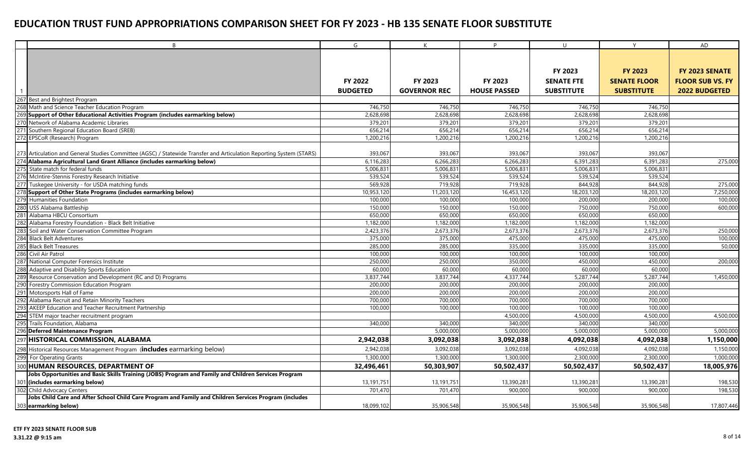# EDUCATION TRUST FUND APPROPRIATIONS COMPARISON SHEET FOR FY 2023 - HB 135 SENATE FLOOR SUBSTITUTE

| | B | G | K | P | U | Y | AD |
|---|---|---|---|---|---|---|---|
| 1 | | FY 2022 BUDGETED | FY 2023 GOVERNOR REC | FY 2023 HOUSE PASSED | FY 2023 SENATE FTE SUBSTITUTE | FY 2023 SENATE FLOOR SUBSTITUTE | FY 2023 SENATE FLOOR SUB VS. FY 2022 BUDGETED |
| 267 | Best and Brightest Program | | | | | | |
| 268 | Math and Science Teacher Education Program | 746,750 | 746,750 | 746,750 | 746,750 | 746,750 | |
| 269 | **Support of Other Educational Activities Program (includes earmarking below)** | 2,628,698 | 2,628,698 | 2,628,698 | 2,628,698 | 2,628,698 | |
| 270 | Network of Alabama Academic Libraries | 379,201 | 379,201 | 379,201 | 379,201 | 379,201 | |
| 271 | Southern Regional Education Board (SREB) | 656,214 | 656,214 | 656,214 | 656,214 | 656,214 | |
| 272 | EPSCoR (Research) Program | 1,200,216 | 1,200,216 | 1,200,216 | 1,200,216 | 1,200,216 | |
| 273 | Articulation and General Studies Committee (AGSC) / Statewide Transfer and Articulation Reporting System (STARS) | 393,067 | 393,067 | 393,067 | 393,067 | 393,067 | |
| 274 | **Alabama Agricultural Land Grant Alliance (includes earmarking below)** | 6,116,283 | 6,266,283 | 6,266,283 | 6,391,283 | 6,391,283 | 275,000 |
| 275 | State match for federal funds | 5,006,831 | 5,006,831 | 5,006,831 | 5,006,831 | 5,006,831 | |
| 276 | McIntire-Stennis Forestry Research Initiative | 539,524 | 539,524 | 539,524 | 539,524 | 539,524 | |
| 277 | Tuskegee University - for USDA matching funds | 569,928 | 719,928 | 719,928 | 844,928 | 844,928 | 275,000 |
| 278 | **Support of Other State Programs (includes earmarking below)** | 10,953,120 | 11,203,120 | 16,453,120 | 18,203,120 | 18,203,120 | 7,250,000 |
| 279 | Humanities Foundation | 100,000 | 100,000 | 100,000 | 200,000 | 200,000 | 100,000 |
| 280 | USS Alabama Battleship | 150,000 | 150,000 | 150,000 | 750,000 | 750,000 | 600,000 |
| 281 | Alabama HBCU Consortium | 650,000 | 650,000 | 650,000 | 650,000 | 650,000 | |
| 282 | Alabama Forestry Foundation - Black Belt Initiative | 1,182,000 | 1,182,000 | 1,182,000 | 1,182,000 | 1,182,000 | |
| 283 | Soil and Water Conservation Committee Program | 2,423,376 | 2,673,376 | 2,673,376 | 2,673,376 | 2,673,376 | 250,000 |
| 284 | Black Belt Adventures | 375,000 | 375,000 | 475,000 | 475,000 | 475,000 | 100,000 |
| 285 | Black Belt Treasures | 285,000 | 285,000 | 335,000 | 335,000 | 335,000 | 50,000 |
| 286 | Civil Air Patrol | 100,000 | 100,000 | 100,000 | 100,000 | 100,000 | |
| 287 | National Computer Forensics Institute | 250,000 | 250,000 | 350,000 | 450,000 | 450,000 | 200,000 |
| 288 | Adaptive and Disability Sports Education | 60,000 | 60,000 | 60,000 | 60,000 | 60,000 | |
| 289 | Resource Conservation and Development (RC and D) Programs | 3,837,744 | 3,837,744 | 4,337,744 | 5,287,744 | 5,287,744 | 1,450,000 |
| 290 | Forestry Commission Education Program | 200,000 | 200,000 | 200,000 | 200,000 | 200,000 | |
| 291 | Motorsports Hall of Fame | 200,000 | 200,000 | 200,000 | 200,000 | 200,000 | |
| 292 | Alabama Recruit and Retain Minority Teachers | 700,000 | 700,000 | 700,000 | 700,000 | 700,000 | |
| 293 | AKEEP Education and Teacher Recruitment Partnership | 100,000 | 100,000 | 100,000 | 100,000 | 100,000 | |
| 294 | STEM major teacher recruitment program | | | 4,500,000 | 4,500,000 | 4,500,000 | 4,500,000 |
| 295 | Trails Foundation, Alabama | 340,000 | 340,000 | 340,000 | 340,000 | 340,000 | |
| 296 | **Deferred Maintenance Program** | | 5,000,000 | 5,000,000 | 5,000,000 | 5,000,000 | 5,000,000 |
| 297 | **HISTORICAL COMMISSION, ALABAMA** | **2,942,038** | **3,092,038** | **3,092,038** | **4,092,038** | **4,092,038** | **1,150,000** |
| 298 | Historical Resources Management Program (**includes** earmarking below) | 2,942,038 | 3,092,038 | 3,092,038 | 4,092,038 | 4,092,038 | 1,150,000 |
| 299 | For Operating Grants | 1,300,000 | 1,300,000 | 1,300,000 | 2,300,000 | 2,300,000 | 1,000,000 |
| 300 | **HUMAN RESOURCES, DEPARTMENT OF** | **32,496,461** | **50,303,907** | **50,502,437** | **50,502,437** | **50,502,437** | **18,005,976** |
| 301 | **Jobs Opportunities and Basic Skills Training (JOBS) Program and Family and Children Services Program (includes earmarking below)** | 13,191,751 | 13,191,751 | 13,390,281 | 13,390,281 | 13,390,281 | 198,530 |
| 302 | Child Advocacy Centers | 701,470 | 701,470 | 900,000 | 900,000 | 900,000 | 198,530 |
| 303 | **Jobs Child Care and After School Child Care Program and Family and Children Services Program (includes earmarking below)** | 18,099,102 | 35,906,548 | 35,906,548 | 35,906,548 | 35,906,548 | 17,807,446 |

**ETF FY 2023 SENATE FLOOR SUB**
**3.31.22 @ 9:15 am**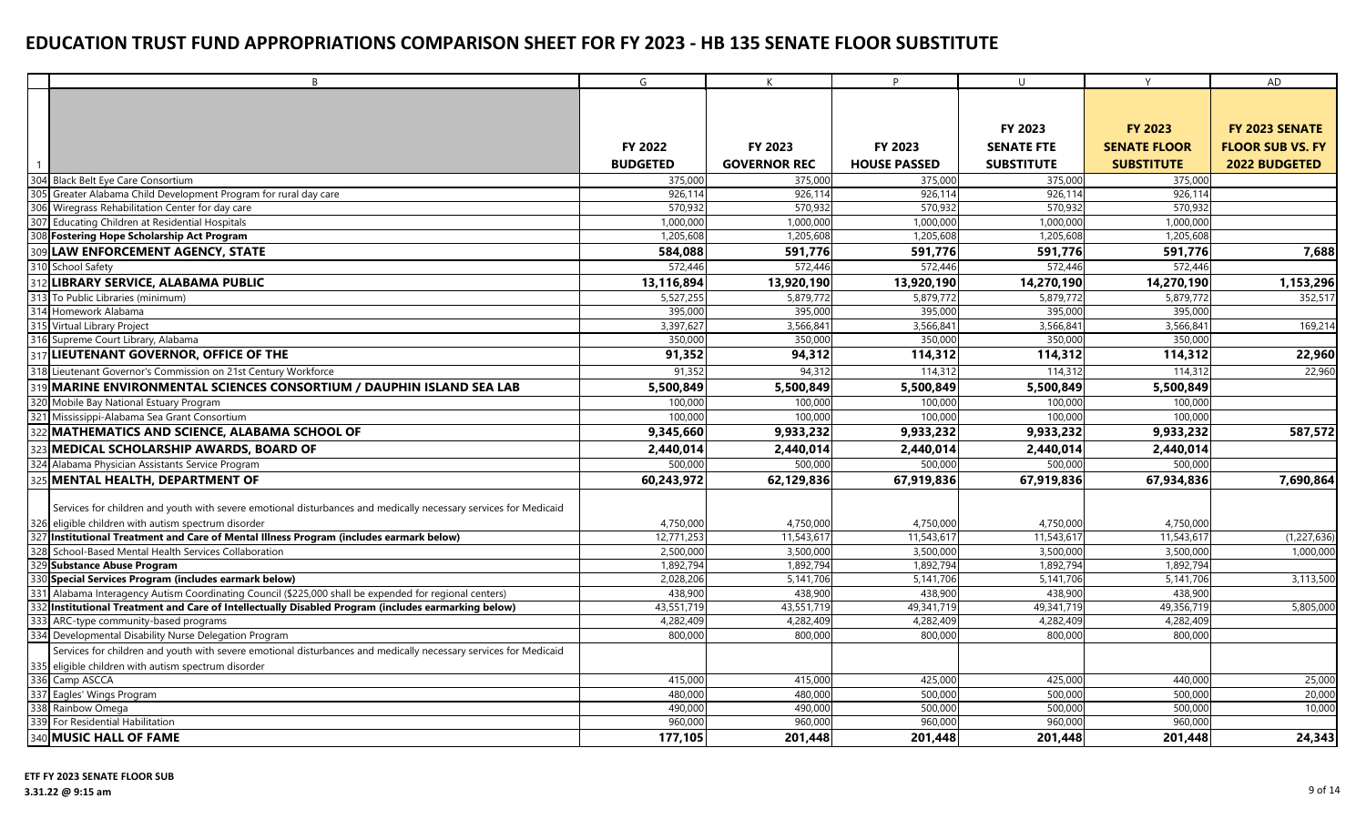# EDUCATION TRUST FUND APPROPRIATIONS COMPARISON SHEET FOR FY 2023 - HB 135 SENATE FLOOR SUBSTITUTE

| | B | G | K | P | U | Y | AD |
|---|---|---|---|---|---|---|---|
| 1 | | **FY 2022 BUDGETED** | **FY 2023 GOVERNOR REC** | **FY 2023 HOUSE PASSED** | **FY 2023 SENATE FTE SUBSTITUTE** | **FY 2023 SENATE FLOOR SUBSTITUTE** | **FY 2023 SENATE FLOOR SUB VS. FY 2022 BUDGETED** |
| 304 | Black Belt Eye Care Consortium | 375,000 | 375,000 | 375,000 | 375,000 | 375,000 | |
| 305 | Greater Alabama Child Development Program for rural day care | 926,114 | 926,114 | 926,114 | 926,114 | 926,114 | |
| 306 | Wiregrass Rehabilitation Center for day care | 570,932 | 570,932 | 570,932 | 570,932 | 570,932 | |
| 307 | Educating Children at Residential Hospitals | 1,000,000 | 1,000,000 | 1,000,000 | 1,000,000 | 1,000,000 | |
| 308 | **Fostering Hope Scholarship Act Program** | 1,205,608 | 1,205,608 | 1,205,608 | 1,205,608 | 1,205,608 | |
| 309 | **LAW ENFORCEMENT AGENCY, STATE** | **584,088** | **591,776** | **591,776** | **591,776** | **591,776** | **7,688** |
| 310 | School Safety | 572,446 | 572,446 | 572,446 | 572,446 | 572,446 | |
| 312 | **LIBRARY SERVICE, ALABAMA PUBLIC** | **13,116,894** | **13,920,190** | **13,920,190** | **14,270,190** | **14,270,190** | **1,153,296** |
| 313 | To Public Libraries (minimum) | 5,527,255 | 5,879,772 | 5,879,772 | 5,879,772 | 5,879,772 | 352,517 |
| 314 | Homework Alabama | 395,000 | 395,000 | 395,000 | 395,000 | 395,000 | |
| 315 | Virtual Library Project | 3,397,627 | 3,566,841 | 3,566,841 | 3,566,841 | 3,566,841 | 169,214 |
| 316 | Supreme Court Library, Alabama | 350,000 | 350,000 | 350,000 | 350,000 | 350,000 | |
| 317 | **LIEUTENANT GOVERNOR, OFFICE OF THE** | **91,352** | **94,312** | **114,312** | **114,312** | **114,312** | **22,960** |
| 318 | Lieutenant Governor's Commission on 21st Century Workforce | 91,352 | 94,312 | 114,312 | 114,312 | 114,312 | 22,960 |
| 319 | **MARINE ENVIRONMENTAL SCIENCES CONSORTIUM / DAUPHIN ISLAND SEA LAB** | **5,500,849** | **5,500,849** | **5,500,849** | **5,500,849** | **5,500,849** | |
| 320 | Mobile Bay National Estuary Program | 100,000 | 100,000 | 100,000 | 100,000 | 100,000 | |
| 321 | Mississippi-Alabama Sea Grant Consortium | 100,000 | 100,000 | 100,000 | 100,000 | 100,000 | |
| 322 | **MATHEMATICS AND SCIENCE, ALABAMA SCHOOL OF** | **9,345,660** | **9,933,232** | **9,933,232** | **9,933,232** | **9,933,232** | **587,572** |
| 323 | **MEDICAL SCHOLARSHIP AWARDS, BOARD OF** | **2,440,014** | **2,440,014** | **2,440,014** | **2,440,014** | **2,440,014** | |
| 324 | Alabama Physician Assistants Service Program | 500,000 | 500,000 | 500,000 | 500,000 | 500,000 | |
| 325 | **MENTAL HEALTH, DEPARTMENT OF** | **60,243,972** | **62,129,836** | **67,919,836** | **67,919,836** | **67,934,836** | **7,690,864** |
| 326 | Services for children and youth with severe emotional disturbances and medically necessary services for Medicaid eligible children with autism spectrum disorder | 4,750,000 | 4,750,000 | 4,750,000 | 4,750,000 | 4,750,000 | |
| 327 | **Institutional Treatment and Care of Mental Illness Program (includes earmark below)** | 12,771,253 | 11,543,617 | 11,543,617 | 11,543,617 | 11,543,617 | (1,227,636) |
| 328 | School-Based Mental Health Services Collaboration | 2,500,000 | 3,500,000 | 3,500,000 | 3,500,000 | 3,500,000 | 1,000,000 |
| 329 | **Substance Abuse Program** | 1,892,794 | 1,892,794 | 1,892,794 | 1,892,794 | 1,892,794 | |
| 330 | **Special Services Program (includes earmark below)** | 2,028,206 | 5,141,706 | 5,141,706 | 5,141,706 | 5,141,706 | 3,113,500 |
| 331 | Alabama Interagency Autism Coordinating Council ($225,000 shall be expended for regional centers) | 438,900 | 438,900 | 438,900 | 438,900 | 438,900 | |
| 332 | **Institutional Treatment and Care of Intellectually Disabled Program (includes earmarking below)** | 43,551,719 | 43,551,719 | 49,341,719 | 49,341,719 | 49,356,719 | 5,805,000 |
| 333 | ARC-type community-based programs | 4,282,409 | 4,282,409 | 4,282,409 | 4,282,409 | 4,282,409 | |
| 334 | Developmental Disability Nurse Delegation Program | 800,000 | 800,000 | 800,000 | 800,000 | 800,000 | |
| 335 | Services for children and youth with severe emotional disturbances and medically necessary services for Medicaid eligible children with autism spectrum disorder | | | | | | |
| 336 | Camp ASCCA | 415,000 | 415,000 | 425,000 | 425,000 | 440,000 | 25,000 |
| 337 | Eagles' Wings Program | 480,000 | 480,000 | 500,000 | 500,000 | 500,000 | 20,000 |
| 338 | Rainbow Omega | 490,000 | 490,000 | 500,000 | 500,000 | 500,000 | 10,000 |
| 339 | For Residential Habilitation | 960,000 | 960,000 | 960,000 | 960,000 | 960,000 | |
| 340 | **MUSIC HALL OF FAME** | **177,105** | **201,448** | **201,448** | **201,448** | **201,448** | **24,343** |

**ETF FY 2023 SENATE FLOOR SUB**
**3.31.22 @ 9:15 am**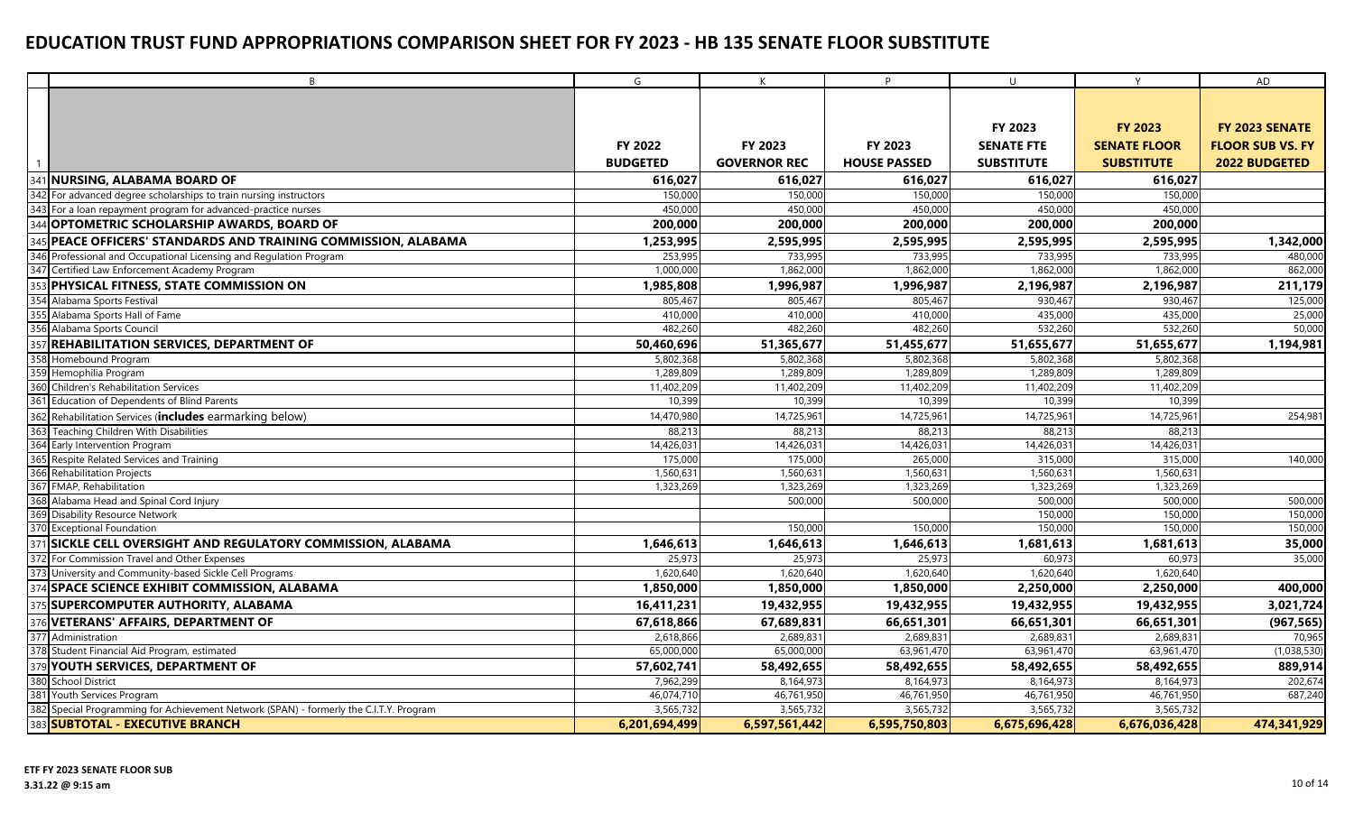# EDUCATION TRUST FUND APPROPRIATIONS COMPARISON SHEET FOR FY 2023 - HB 135 SENATE FLOOR SUBSTITUTE

| | B | G | K | P | U | Y | AD |
|---|---|---|---|---|---|---|---|
| 1 | | **FY 2022 BUDGETED** | **FY 2023 GOVERNOR REC** | **FY 2023 HOUSE PASSED** | **FY 2023 SENATE FTE SUBSTITUTE** | **FY 2023 SENATE FLOOR SUBSTITUTE** | **FY 2023 SENATE FLOOR SUB VS. FY 2022 BUDGETED** |
| 341 | **NURSING, ALABAMA BOARD OF** | **616,027** | **616,027** | **616,027** | **616,027** | **616,027** | |
| 342 | For advanced degree scholarships to train nursing instructors | 150,000 | 150,000 | 150,000 | 150,000 | 150,000 | |
| 343 | For a loan repayment program for advanced-practice nurses | 450,000 | 450,000 | 450,000 | 450,000 | 450,000 | |
| 344 | **OPTOMETRIC SCHOLARSHIP AWARDS, BOARD OF** | **200,000** | **200,000** | **200,000** | **200,000** | **200,000** | |
| 345 | **PEACE OFFICERS' STANDARDS AND TRAINING COMMISSION, ALABAMA** | **1,253,995** | **2,595,995** | **2,595,995** | **2,595,995** | **2,595,995** | **1,342,000** |
| 346 | Professional and Occupational Licensing and Regulation Program | 253,995 | 733,995 | 733,995 | 733,995 | 733,995 | 480,000 |
| 347 | Certified Law Enforcement Academy Program | 1,000,000 | 1,862,000 | 1,862,000 | 1,862,000 | 1,862,000 | 862,000 |
| 353 | **PHYSICAL FITNESS, STATE COMMISSION ON** | **1,985,808** | **1,996,987** | **1,996,987** | **2,196,987** | **2,196,987** | **211,179** |
| 354 | Alabama Sports Festival | 805,467 | 805,467 | 805,467 | 930,467 | 930,467 | 125,000 |
| 355 | Alabama Sports Hall of Fame | 410,000 | 410,000 | 410,000 | 435,000 | 435,000 | 25,000 |
| 356 | Alabama Sports Council | 482,260 | 482,260 | 482,260 | 532,260 | 532,260 | 50,000 |
| 357 | **REHABILITATION SERVICES, DEPARTMENT OF** | **50,460,696** | **51,365,677** | **51,455,677** | **51,655,677** | **51,655,677** | **1,194,981** |
| 358 | Homebound Program | 5,802,368 | 5,802,368 | 5,802,368 | 5,802,368 | 5,802,368 | |
| 359 | Hemophilia Program | 1,289,809 | 1,289,809 | 1,289,809 | 1,289,809 | 1,289,809 | |
| 360 | Children's Rehabilitation Services | 11,402,209 | 11,402,209 | 11,402,209 | 11,402,209 | 11,402,209 | |
| 361 | Education of Dependents of Blind Parents | 10,399 | 10,399 | 10,399 | 10,399 | 10,399 | |
| 362 | Rehabilitation Services (**includes** earmarking below) | 14,470,980 | 14,725,961 | 14,725,961 | 14,725,961 | 14,725,961 | 254,981 |
| 363 | Teaching Children With Disabilities | 88,213 | 88,213 | 88,213 | 88,213 | 88,213 | |
| 364 | Early Intervention Program | 14,426,031 | 14,426,031 | 14,426,031 | 14,426,031 | 14,426,031 | |
| 365 | Respite Related Services and Training | 175,000 | 175,000 | 265,000 | 315,000 | 315,000 | 140,000 |
| 366 | Rehabilitation Projects | 1,560,631 | 1,560,631 | 1,560,631 | 1,560,631 | 1,560,631 | |
| 367 | FMAP, Rehabilitation | 1,323,269 | 1,323,269 | 1,323,269 | 1,323,269 | 1,323,269 | |
| 368 | Alabama Head and Spinal Cord Injury | | 500,000 | 500,000 | 500,000 | 500,000 | 500,000 |
| 369 | Disability Resource Network | | | | 150,000 | 150,000 | 150,000 |
| 370 | Exceptional Foundation | | 150,000 | 150,000 | 150,000 | 150,000 | 150,000 |
| 371 | **SICKLE CELL OVERSIGHT AND REGULATORY COMMISSION, ALABAMA** | **1,646,613** | **1,646,613** | **1,646,613** | **1,681,613** | **1,681,613** | **35,000** |
| 372 | For Commission Travel and Other Expenses | 25,973 | 25,973 | 25,973 | 60,973 | 60,973 | 35,000 |
| 373 | University and Community-based Sickle Cell Programs | 1,620,640 | 1,620,640 | 1,620,640 | 1,620,640 | 1,620,640 | |
| 374 | **SPACE SCIENCE EXHIBIT COMMISSION, ALABAMA** | **1,850,000** | **1,850,000** | **1,850,000** | **2,250,000** | **2,250,000** | **400,000** |
| 375 | **SUPERCOMPUTER AUTHORITY, ALABAMA** | **16,411,231** | **19,432,955** | **19,432,955** | **19,432,955** | **19,432,955** | **3,021,724** |
| 376 | **VETERANS' AFFAIRS, DEPARTMENT OF** | **67,618,866** | **67,689,831** | **66,651,301** | **66,651,301** | **66,651,301** | **(967,565)** |
| 377 | Administration | 2,618,866 | 2,689,831 | 2,689,831 | 2,689,831 | 2,689,831 | 70,965 |
| 378 | Student Financial Aid Program, estimated | 65,000,000 | 65,000,000 | 63,961,470 | 63,961,470 | 63,961,470 | (1,038,530) |
| 379 | **YOUTH SERVICES, DEPARTMENT OF** | **57,602,741** | **58,492,655** | **58,492,655** | **58,492,655** | **58,492,655** | **889,914** |
| 380 | School District | 7,962,299 | 8,164,973 | 8,164,973 | 8,164,973 | 8,164,973 | 202,674 |
| 381 | Youth Services Program | 46,074,710 | 46,761,950 | 46,761,950 | 46,761,950 | 46,761,950 | 687,240 |
| 382 | Special Programming for Achievement Network (SPAN) - formerly the C.I.T.Y. Program | 3,565,732 | 3,565,732 | 3,565,732 | 3,565,732 | 3,565,732 | |
| 383 | **SUBTOTAL - EXECUTIVE BRANCH** | **6,201,694,499** | **6,597,561,442** | **6,595,750,803** | **6,675,696,428** | **6,676,036,428** | **474,341,929** |

**ETF FY 2023 SENATE FLOOR SUB**
**3.31.22 @ 9:15 am**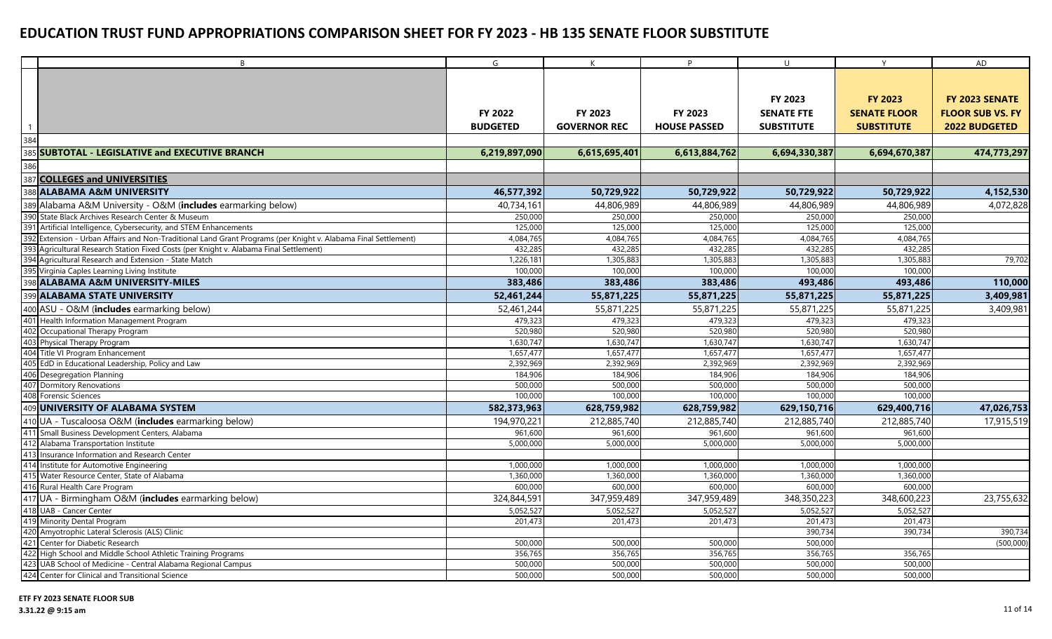# EDUCATION TRUST FUND APPROPRIATIONS COMPARISON SHEET FOR FY 2023 - HB 135 SENATE FLOOR SUBSTITUTE

| | B | G | K | P | U | Y | AD |
|---|---|---|---|---|---|---|---|
| 1 | | **FY 2022 BUDGETED** | **FY 2023 GOVERNOR REC** | **FY 2023 HOUSE PASSED** | **FY 2023 SENATE FTE SUBSTITUTE** | **FY 2023 SENATE FLOOR SUBSTITUTE** | **FY 2023 SENATE FLOOR SUB VS. FY 2022 BUDGETED** |
| 384 | | | | | | | |
| 385 | **SUBTOTAL - LEGISLATIVE and EXECUTIVE BRANCH** | **6,219,897,090** | **6,615,695,401** | **6,613,884,762** | **6,694,330,387** | **6,694,670,387** | **474,773,297** |
| 386 | | | | | | | |
| 387 | **COLLEGES and UNIVERSITIES** | | | | | | |
| 388 | **ALABAMA A&M UNIVERSITY** | **46,577,392** | **50,729,922** | **50,729,922** | **50,729,922** | **50,729,922** | **4,152,530** |
| 389 | Alabama A&M University - O&M (**includes** earmarking below) | 40,734,161 | 44,806,989 | 44,806,989 | 44,806,989 | 44,806,989 | 4,072,828 |
| 390 | State Black Archives Research Center & Museum | 250,000 | 250,000 | 250,000 | 250,000 | 250,000 | |
| 391 | Artificial Intelligence, Cybersecurity, and STEM Enhancements | 125,000 | 125,000 | 125,000 | 125,000 | 125,000 | |
| 392 | Extension - Urban Affairs and Non-Traditional Land Grant Programs (per Knight v. Alabama Final Settlement) | 4,084,765 | 4,084,765 | 4,084,765 | 4,084,765 | 4,084,765 | |
| 393 | Agricultural Research Station Fixed Costs (per Knight v. Alabama Final Settlement) | 432,285 | 432,285 | 432,285 | 432,285 | 432,285 | |
| 394 | Agricultural Research and Extension - State Match | 1,226,181 | 1,305,883 | 1,305,883 | 1,305,883 | 1,305,883 | 79,702 |
| 395 | Virginia Caples Learning Living Institute | 100,000 | 100,000 | 100,000 | 100,000 | 100,000 | |
| 398 | **ALABAMA A&M UNIVERSITY-MILES** | **383,486** | **383,486** | **383,486** | **493,486** | **493,486** | **110,000** |
| 399 | **ALABAMA STATE UNIVERSITY** | **52,461,244** | **55,871,225** | **55,871,225** | **55,871,225** | **55,871,225** | **3,409,981** |
| 400 | ASU - O&M (**includes** earmarking below) | 52,461,244 | 55,871,225 | 55,871,225 | 55,871,225 | 55,871,225 | 3,409,981 |
| 401 | Health Information Management Program | 479,323 | 479,323 | 479,323 | 479,323 | 479,323 | |
| 402 | Occupational Therapy Program | 520,980 | 520,980 | 520,980 | 520,980 | 520,980 | |
| 403 | Physical Therapy Program | 1,630,747 | 1,630,747 | 1,630,747 | 1,630,747 | 1,630,747 | |
| 404 | Title VI Program Enhancement | 1,657,477 | 1,657,477 | 1,657,477 | 1,657,477 | 1,657,477 | |
| 405 | EdD in Educational Leadership, Policy and Law | 2,392,969 | 2,392,969 | 2,392,969 | 2,392,969 | 2,392,969 | |
| 406 | Desegregation Planning | 184,906 | 184,906 | 184,906 | 184,906 | 184,906 | |
| 407 | Dormitory Renovations | 500,000 | 500,000 | 500,000 | 500,000 | 500,000 | |
| 408 | Forensic Sciences | 100,000 | 100,000 | 100,000 | 100,000 | 100,000 | |
| 409 | **UNIVERSITY OF ALABAMA SYSTEM** | **582,373,963** | **628,759,982** | **628,759,982** | **629,150,716** | **629,400,716** | **47,026,753** |
| 410 | UA - Tuscaloosa O&M (**includes** earmarking below) | 194,970,221 | 212,885,740 | 212,885,740 | 212,885,740 | 212,885,740 | 17,915,519 |
| 411 | Small Business Development Centers, Alabama | 961,600 | 961,600 | 961,600 | 961,600 | 961,600 | |
| 412 | Alabama Transportation Institute | 5,000,000 | 5,000,000 | 5,000,000 | 5,000,000 | 5,000,000 | |
| 413 | Insurance Information and Research Center | | | | | | |
| 414 | Institute for Automotive Engineering | 1,000,000 | 1,000,000 | 1,000,000 | 1,000,000 | 1,000,000 | |
| 415 | Water Resource Center, State of Alabama | 1,360,000 | 1,360,000 | 1,360,000 | 1,360,000 | 1,360,000 | |
| 416 | Rural Health Care Program | 600,000 | 600,000 | 600,000 | 600,000 | 600,000 | |
| 417 | UA - Birmingham O&M (**includes** earmarking below) | 324,844,591 | 347,959,489 | 347,959,489 | 348,350,223 | 348,600,223 | 23,755,632 |
| 418 | UAB - Cancer Center | 5,052,527 | 5,052,527 | 5,052,527 | 5,052,527 | 5,052,527 | |
| 419 | Minority Dental Program | 201,473 | 201,473 | 201,473 | 201,473 | 201,473 | |
| 420 | Amyotrophic Lateral Sclerosis (ALS) Clinic | | | | 390,734 | 390,734 | 390,734 |
| 421 | Center for Diabetic Research | 500,000 | 500,000 | 500,000 | 500,000 | | (500,000) |
| 422 | High School and Middle School Athletic Training Programs | 356,765 | 356,765 | 356,765 | 356,765 | 356,765 | |
| 423 | UAB School of Medicine - Central Alabama Regional Campus | 500,000 | 500,000 | 500,000 | 500,000 | 500,000 | |
| 424 | Center for Clinical and Transitional Science | 500,000 | 500,000 | 500,000 | 500,000 | 500,000 | |

**ETF FY 2023 SENATE FLOOR SUB**
**3.31.22 @ 9:15 am**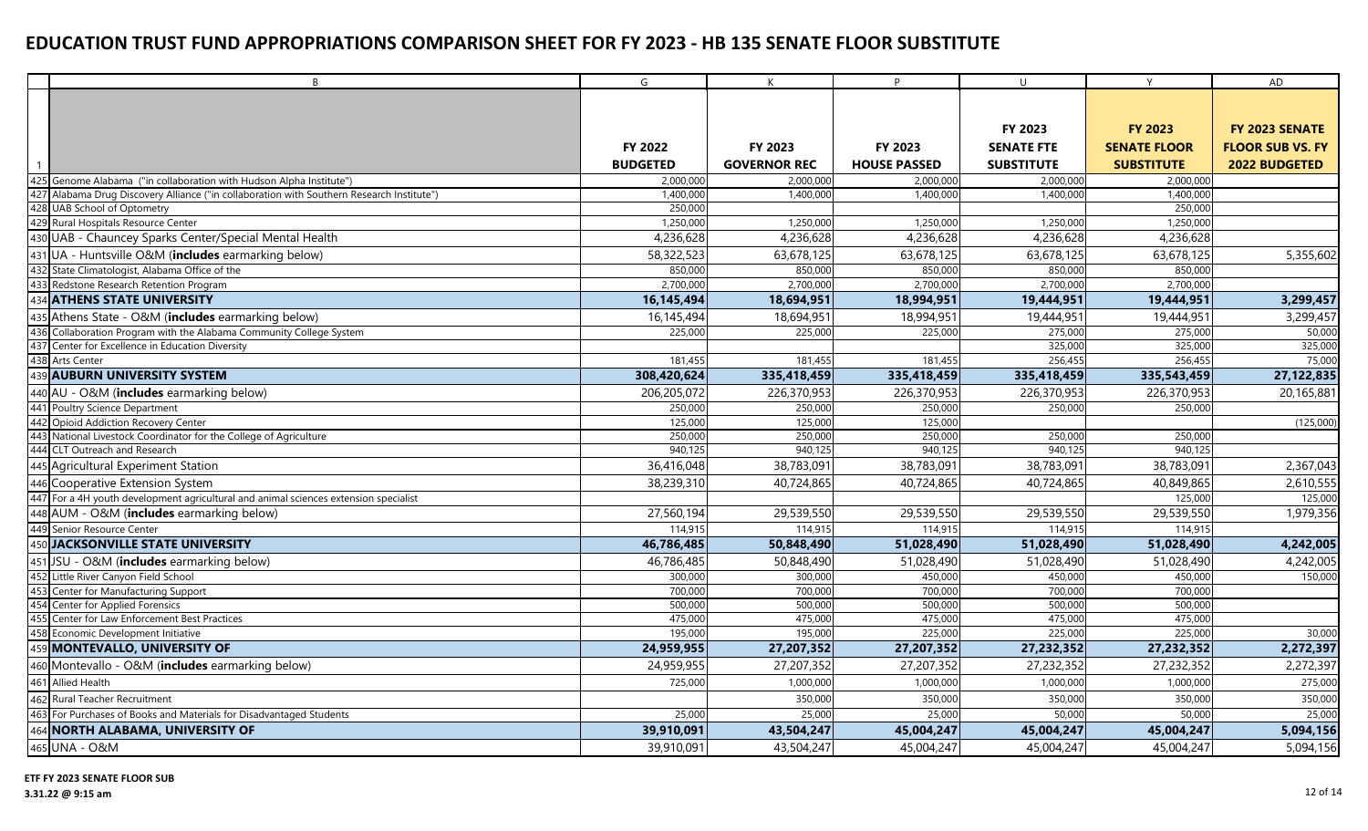# EDUCATION TRUST FUND APPROPRIATIONS COMPARISON SHEET FOR FY 2023 - HB 135 SENATE FLOOR SUBSTITUTE

| | B | G | K | P | U | Y | AD |
|---|---|---|---|---|---|---|---|
| 1 | | FY 2022 BUDGETED | FY 2023 GOVERNOR REC | FY 2023 HOUSE PASSED | FY 2023 SENATE FTE SUBSTITUTE | FY 2023 SENATE FLOOR SUBSTITUTE | FY 2023 SENATE FLOOR SUB VS. FY 2022 BUDGETED |
| 425 | Genome Alabama ("in collaboration with Hudson Alpha Institute") | 2,000,000 | 2,000,000 | 2,000,000 | 2,000,000 | 2,000,000 | |
| 427 | Alabama Drug Discovery Alliance ("in collaboration with Southern Research Institute") | 1,400,000 | 1,400,000 | 1,400,000 | 1,400,000 | 1,400,000 | |
| 428 | UAB School of Optometry | 250,000 | | | | 250,000 | |
| 429 | Rural Hospitals Resource Center | 1,250,000 | 1,250,000 | 1,250,000 | 1,250,000 | 1,250,000 | |
| 430 | UAB - Chauncey Sparks Center/Special Mental Health | 4,236,628 | 4,236,628 | 4,236,628 | 4,236,628 | 4,236,628 | |
| 431 | UA - Huntsville O&M (**includes** earmarking below) | 58,322,523 | 63,678,125 | 63,678,125 | 63,678,125 | 63,678,125 | 5,355,602 |
| 432 | State Climatologist, Alabama Office of the | 850,000 | 850,000 | 850,000 | 850,000 | 850,000 | |
| 433 | Redstone Research Retention Program | 2,700,000 | 2,700,000 | 2,700,000 | 2,700,000 | 2,700,000 | |
| 434 | **ATHENS STATE UNIVERSITY** | **16,145,494** | **18,694,951** | **18,994,951** | **19,444,951** | **19,444,951** | **3,299,457** |
| 435 | Athens State - O&M (**includes** earmarking below) | 16,145,494 | 18,694,951 | 18,994,951 | 19,444,951 | 19,444,951 | 3,299,457 |
| 436 | Collaboration Program with the Alabama Community College System | 225,000 | 225,000 | 225,000 | 275,000 | 275,000 | 50,000 |
| 437 | Center for Excellence in Education Diversity | | | | 325,000 | 325,000 | 325,000 |
| 438 | Arts Center | 181,455 | 181,455 | 181,455 | 256,455 | 256,455 | 75,000 |
| 439 | **AUBURN UNIVERSITY SYSTEM** | **308,420,624** | **335,418,459** | **335,418,459** | **335,418,459** | **335,543,459** | **27,122,835** |
| 440 | AU - O&M (**includes** earmarking below) | 206,205,072 | 226,370,953 | 226,370,953 | 226,370,953 | 226,370,953 | 20,165,881 |
| 441 | Poultry Science Department | 250,000 | 250,000 | 250,000 | 250,000 | 250,000 | |
| 442 | Opioid Addiction Recovery Center | 125,000 | 125,000 | 125,000 | | | (125,000) |
| 443 | National Livestock Coordinator for the College of Agriculture | 250,000 | 250,000 | 250,000 | 250,000 | 250,000 | |
| 444 | CLT Outreach and Research | 940,125 | 940,125 | 940,125 | 940,125 | 940,125 | |
| 445 | Agricultural Experiment Station | 36,416,048 | 38,783,091 | 38,783,091 | 38,783,091 | 38,783,091 | 2,367,043 |
| 446 | Cooperative Extension System | 38,239,310 | 40,724,865 | 40,724,865 | 40,724,865 | 40,849,865 | 2,610,555 |
| 447 | For a 4H youth development agricultural and animal sciences extension specialist | | | | | 125,000 | 125,000 |
| 448 | AUM - O&M (**includes** earmarking below) | 27,560,194 | 29,539,550 | 29,539,550 | 29,539,550 | 29,539,550 | 1,979,356 |
| 449 | Senior Resource Center | 114,915 | 114,915 | 114,915 | 114,915 | 114,915 | |
| 450 | **JACKSONVILLE STATE UNIVERSITY** | **46,786,485** | **50,848,490** | **51,028,490** | **51,028,490** | **51,028,490** | **4,242,005** |
| 451 | JSU - O&M (**includes** earmarking below) | 46,786,485 | 50,848,490 | 51,028,490 | 51,028,490 | 51,028,490 | 4,242,005 |
| 452 | Little River Canyon Field School | 300,000 | 300,000 | 450,000 | 450,000 | 450,000 | 150,000 |
| 453 | Center for Manufacturing Support | 700,000 | 700,000 | 700,000 | 700,000 | 700,000 | |
| 454 | Center for Applied Forensics | 500,000 | 500,000 | 500,000 | 500,000 | 500,000 | |
| 455 | Center for Law Enforcement Best Practices | 475,000 | 475,000 | 475,000 | 475,000 | 475,000 | |
| 458 | Economic Development Initiative | 195,000 | 195,000 | 225,000 | 225,000 | 225,000 | 30,000 |
| 459 | **MONTEVALLO, UNIVERSITY OF** | **24,959,955** | **27,207,352** | **27,207,352** | **27,232,352** | **27,232,352** | **2,272,397** |
| 460 | Montevallo - O&M (**includes** earmarking below) | 24,959,955 | 27,207,352 | 27,207,352 | 27,232,352 | 27,232,352 | 2,272,397 |
| 461 | Allied Health | 725,000 | 1,000,000 | 1,000,000 | 1,000,000 | 1,000,000 | 275,000 |
| 462 | Rural Teacher Recruitment | | 350,000 | 350,000 | 350,000 | 350,000 | 350,000 |
| 463 | For Purchases of Books and Materials for Disadvantaged Students | 25,000 | 25,000 | 25,000 | 50,000 | 50,000 | 25,000 |
| 464 | **NORTH ALABAMA, UNIVERSITY OF** | **39,910,091** | **43,504,247** | **45,004,247** | **45,004,247** | **45,004,247** | **5,094,156** |
| 465 | UNA - O&M | 39,910,091 | 43,504,247 | 45,004,247 | 45,004,247 | 45,004,247 | 5,094,156 |

**ETF FY 2023 SENATE FLOOR SUB**
**3.31.22 @ 9:15 am**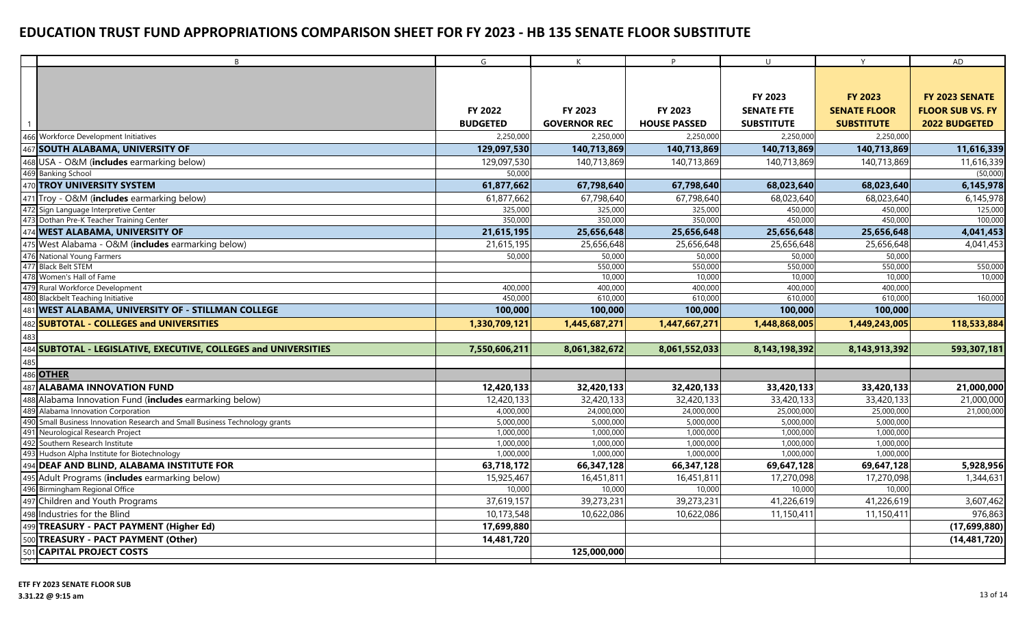# EDUCATION TRUST FUND APPROPRIATIONS COMPARISON SHEET FOR FY 2023 - HB 135 SENATE FLOOR SUBSTITUTE

| | B | G | K | P | U | Y | AD |
|---|---|---|---|---|---|---|---|
| 1 | | FY 2022 BUDGETED | FY 2023 GOVERNOR REC | FY 2023 HOUSE PASSED | FY 2023 SENATE FTE SUBSTITUTE | FY 2023 SENATE FLOOR SUBSTITUTE | FY 2023 SENATE FLOOR SUB VS. FY 2022 BUDGETED |
| 466 | Workforce Development Initiatives | 2,250,000 | 2,250,000 | 2,250,000 | 2,250,000 | 2,250,000 | |
| 467 | **SOUTH ALABAMA, UNIVERSITY OF** | **129,097,530** | **140,713,869** | **140,713,869** | **140,713,869** | **140,713,869** | **11,616,339** |
| 468 | USA - O&M (**includes** earmarking below) | 129,097,530 | 140,713,869 | 140,713,869 | 140,713,869 | 140,713,869 | 11,616,339 |
| 469 | Banking School | 50,000 | | | | | (50,000) |
| 470 | **TROY UNIVERSITY SYSTEM** | **61,877,662** | **67,798,640** | **67,798,640** | **68,023,640** | **68,023,640** | **6,145,978** |
| 471 | Troy - O&M (**includes** earmarking below) | 61,877,662 | 67,798,640 | 67,798,640 | 68,023,640 | 68,023,640 | 6,145,978 |
| 472 | Sign Language Interpretive Center | 325,000 | 325,000 | 325,000 | 450,000 | 450,000 | 125,000 |
| 473 | Dothan Pre-K Teacher Training Center | 350,000 | 350,000 | 350,000 | 450,000 | 450,000 | 100,000 |
| 474 | **WEST ALABAMA, UNIVERSITY OF** | **21,615,195** | **25,656,648** | **25,656,648** | **25,656,648** | **25,656,648** | **4,041,453** |
| 475 | West Alabama - O&M (**includes** earmarking below) | 21,615,195 | 25,656,648 | 25,656,648 | 25,656,648 | 25,656,648 | 4,041,453 |
| 476 | National Young Farmers | 50,000 | 50,000 | 50,000 | 50,000 | 50,000 | |
| 477 | Black Belt STEM | | 550,000 | 550,000 | 550,000 | 550,000 | 550,000 |
| 478 | Women's Hall of Fame | | 10,000 | 10,000 | 10,000 | 10,000 | 10,000 |
| 479 | Rural Workforce Development | 400,000 | 400,000 | 400,000 | 400,000 | 400,000 | |
| 480 | Blackbelt Teaching Initiative | 450,000 | 610,000 | 610,000 | 610,000 | 610,000 | 160,000 |
| 481 | **WEST ALABAMA, UNIVERSITY OF - STILLMAN COLLEGE** | **100,000** | **100,000** | **100,000** | **100,000** | **100,000** | |
| 482 | **SUBTOTAL - COLLEGES and UNIVERSITIES** | **1,330,709,121** | **1,445,687,271** | **1,447,667,271** | **1,448,868,005** | **1,449,243,005** | **118,533,884** |
| 483 | | | | | | | |
| 484 | **SUBTOTAL - LEGISLATIVE, EXECUTIVE, COLLEGES and UNIVERSITIES** | **7,550,606,211** | **8,061,382,672** | **8,061,552,033** | **8,143,198,392** | **8,143,913,392** | **593,307,181** |
| 485 | | | | | | | |
| 486 | **OTHER** | | | | | | |
| 487 | **ALABAMA INNOVATION FUND** | **12,420,133** | **32,420,133** | **32,420,133** | **33,420,133** | **33,420,133** | **21,000,000** |
| 488 | Alabama Innovation Fund (**includes** earmarking below) | 12,420,133 | 32,420,133 | 32,420,133 | 33,420,133 | 33,420,133 | 21,000,000 |
| 489 | Alabama Innovation Corporation | 4,000,000 | 24,000,000 | 24,000,000 | 25,000,000 | 25,000,000 | 21,000,000 |
| 490 | Small Business Innovation Research and Small Business Technology grants | 5,000,000 | 5,000,000 | 5,000,000 | 5,000,000 | 5,000,000 | |
| 491 | Neurological Research Project | 1,000,000 | 1,000,000 | 1,000,000 | 1,000,000 | 1,000,000 | |
| 492 | Southern Research Institute | 1,000,000 | 1,000,000 | 1,000,000 | 1,000,000 | 1,000,000 | |
| 493 | Hudson Alpha Institute for Biotechnology | 1,000,000 | 1,000,000 | 1,000,000 | 1,000,000 | 1,000,000 | |
| 494 | **DEAF AND BLIND, ALABAMA INSTITUTE FOR** | **63,718,172** | **66,347,128** | **66,347,128** | **69,647,128** | **69,647,128** | **5,928,956** |
| 495 | Adult Programs (**includes** earmarking below) | 15,925,467 | 16,451,811 | 16,451,811 | 17,270,098 | 17,270,098 | 1,344,631 |
| 496 | Birmingham Regional Office | 10,000 | 10,000 | 10,000 | 10,000 | 10,000 | |
| 497 | Children and Youth Programs | 37,619,157 | 39,273,231 | 39,273,231 | 41,226,619 | 41,226,619 | 3,607,462 |
| 498 | Industries for the Blind | 10,173,548 | 10,622,086 | 10,622,086 | 11,150,411 | 11,150,411 | 976,863 |
| 499 | **TREASURY - PACT PAYMENT (Higher Ed)** | **17,699,880** | | | | | **(17,699,880)** |
| 500 | **TREASURY - PACT PAYMENT (Other)** | **14,481,720** | | | | | **(14,481,720)** |
| 501 | **CAPITAL PROJECT COSTS** | | **125,000,000** | | | | |

**ETF FY 2023 SENATE FLOOR SUB**
**3.31.22 @ 9:15 am**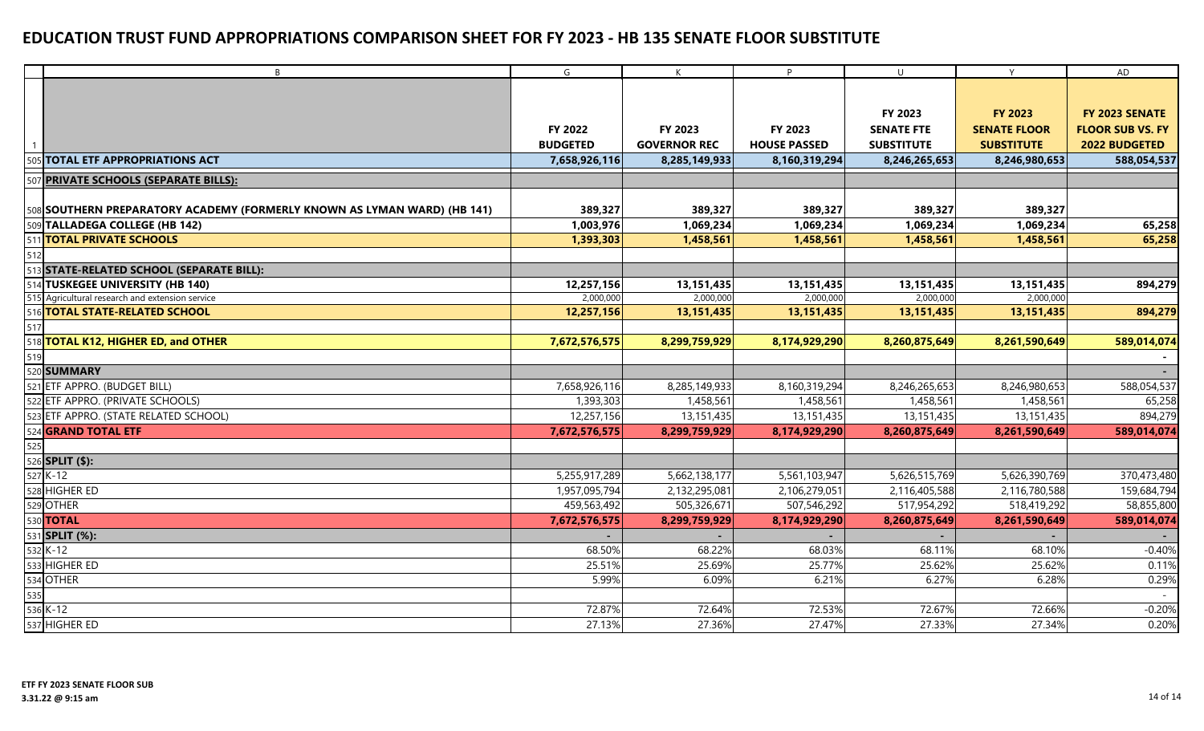# EDUCATION TRUST FUND APPROPRIATIONS COMPARISON SHEET FOR FY 2023 - HB 135 SENATE FLOOR SUBSTITUTE

| | B | G | K | P | U | Y | AD |
|---|---|---|---|---|---|---|---|
| 1 | | FY 2022 BUDGETED | FY 2023 GOVERNOR REC | FY 2023 HOUSE PASSED | FY 2023 SENATE FTE SUBSTITUTE | FY 2023 SENATE FLOOR SUBSTITUTE | FY 2023 SENATE FLOOR SUB VS. FY 2022 BUDGETED |
| 505 | **TOTAL ETF APPROPRIATIONS ACT** | **7,658,926,116** | **8,285,149,933** | **8,160,319,294** | **8,246,265,653** | **8,246,980,653** | **588,054,537** |
| 507 | **PRIVATE SCHOOLS (SEPARATE BILLS):** | | | | | | |
| 508 | **SOUTHERN PREPARATORY ACADEMY (FORMERLY KNOWN AS LYMAN WARD) (HB 141)** | **389,327** | **389,327** | **389,327** | **389,327** | **389,327** | |
| 509 | **TALLADEGA COLLEGE (HB 142)** | **1,003,976** | **1,069,234** | **1,069,234** | **1,069,234** | **1,069,234** | **65,258** |
| 511 | **TOTAL PRIVATE SCHOOLS** | **1,393,303** | **1,458,561** | **1,458,561** | **1,458,561** | **1,458,561** | **65,258** |
| 512 | | | | | | | |
| 513 | **STATE-RELATED SCHOOL (SEPARATE BILL):** | | | | | | |
| 514 | **TUSKEGEE UNIVERSITY (HB 140)** | **12,257,156** | **13,151,435** | **13,151,435** | **13,151,435** | **13,151,435** | **894,279** |
| 515 | Agricultural research and extension service | 2,000,000 | 2,000,000 | 2,000,000 | 2,000,000 | 2,000,000 | |
| 516 | **TOTAL STATE-RELATED SCHOOL** | **12,257,156** | **13,151,435** | **13,151,435** | **13,151,435** | **13,151,435** | **894,279** |
| 517 | | | | | | | |
| 518 | **TOTAL K12, HIGHER ED, and OTHER** | **7,672,576,575** | **8,299,759,929** | **8,174,929,290** | **8,260,875,649** | **8,261,590,649** | **589,014,074** |
| 519 | | | | | | | - |
| 520 | **SUMMARY** | | | | | | - |
| 521 | ETF APPRO. (BUDGET BILL) | 7,658,926,116 | 8,285,149,933 | 8,160,319,294 | 8,246,265,653 | 8,246,980,653 | 588,054,537 |
| 522 | ETF APPRO. (PRIVATE SCHOOLS) | 1,393,303 | 1,458,561 | 1,458,561 | 1,458,561 | 1,458,561 | 65,258 |
| 523 | ETF APPRO. (STATE RELATED SCHOOL) | 12,257,156 | 13,151,435 | 13,151,435 | 13,151,435 | 13,151,435 | 894,279 |
| 524 | **GRAND TOTAL ETF** | **7,672,576,575** | **8,299,759,929** | **8,174,929,290** | **8,260,875,649** | **8,261,590,649** | **589,014,074** |
| 525 | | | | | | | |
| 526 | **SPLIT ($):** | | | | | | |
| 527 | K-12 | 5,255,917,289 | 5,662,138,177 | 5,561,103,947 | 5,626,515,769 | 5,626,390,769 | 370,473,480 |
| 528 | HIGHER ED | 1,957,095,794 | 2,132,295,081 | 2,106,279,051 | 2,116,405,588 | 2,116,780,588 | 159,684,794 |
| 529 | OTHER | 459,563,492 | 505,326,671 | 507,546,292 | 517,954,292 | 518,419,292 | 58,855,800 |
| 530 | **TOTAL** | **7,672,576,575** | **8,299,759,929** | **8,174,929,290** | **8,260,875,649** | **8,261,590,649** | **589,014,074** |
| 531 | **SPLIT (%):** | - | - | - | - | - | - |
| 532 | K-12 | 68.50% | 68.22% | 68.03% | 68.11% | 68.10% | -0.40% |
| 533 | HIGHER ED | 25.51% | 25.69% | 25.77% | 25.62% | 25.62% | 0.11% |
| 534 | OTHER | 5.99% | 6.09% | 6.21% | 6.27% | 6.28% | 0.29% |
| 535 | | | | | | | - |
| 536 | K-12 | 72.87% | 72.64% | 72.53% | 72.67% | 72.66% | -0.20% |
| 537 | HIGHER ED | 27.13% | 27.36% | 27.47% | 27.33% | 27.34% | 0.20% |

**ETF FY 2023 SENATE FLOOR SUB**
**3.31.22 @ 9:15 am**